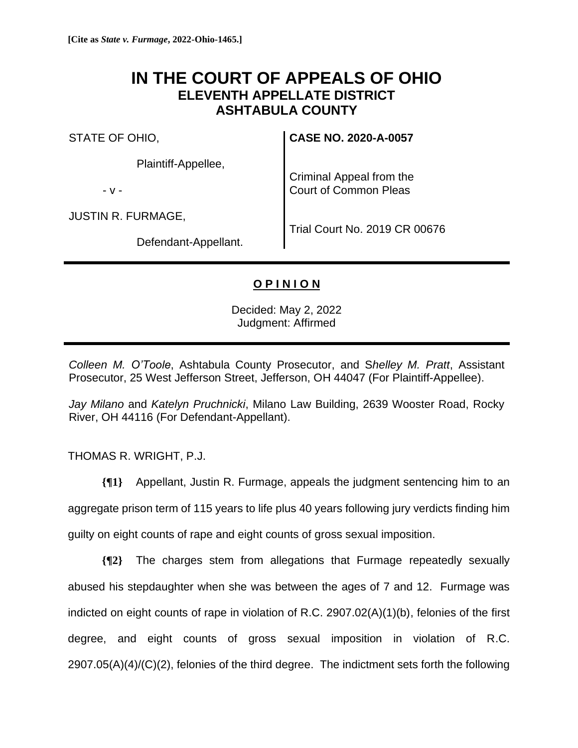**[Cite as *State v. Furmage*, 2022-Ohio-1465.]**

# IN THE COURT OF APPEALS OF OHIO
## ELEVENTH APPELLATE DISTRICT
## ASHTABULA COUNTY

| | |
|---|---|
| STATE OF OHIO,<br><br>Plaintiff-Appellee,<br><br>- v -<br><br>JUSTIN R. FURMAGE,<br><br>Defendant-Appellant. | **CASE NO. 2020-A-0057**<br><br>Criminal Appeal from the Court of Common Pleas<br><br>Trial Court No. 2019 CR 00676 |

---

**OPINION**

Decided: May 2, 2022
Judgment: Affirmed

---

*Colleen M. O'Toole*, Ashtabula County Prosecutor, and S*helley M. Pratt*, Assistant Prosecutor, 25 West Jefferson Street, Jefferson, OH 44047 (For Plaintiff-Appellee).

*Jay Milano* and *Katelyn Pruchnicki*, Milano Law Building, 2639 Wooster Road, Rocky River, OH 44116 (For Defendant-Appellant).

THOMAS R. WRIGHT, P.J.

**{¶1}** Appellant, Justin R. Furmage, appeals the judgment sentencing him to an aggregate prison term of 115 years to life plus 40 years following jury verdicts finding him guilty on eight counts of rape and eight counts of gross sexual imposition.

**{¶2}** The charges stem from allegations that Furmage repeatedly sexually abused his stepdaughter when she was between the ages of 7 and 12. Furmage was indicted on eight counts of rape in violation of R.C. 2907.02(A)(1)(b), felonies of the first degree, and eight counts of gross sexual imposition in violation of R.C. 2907.05(A)(4)/(C)(2), felonies of the third degree. The indictment sets forth the following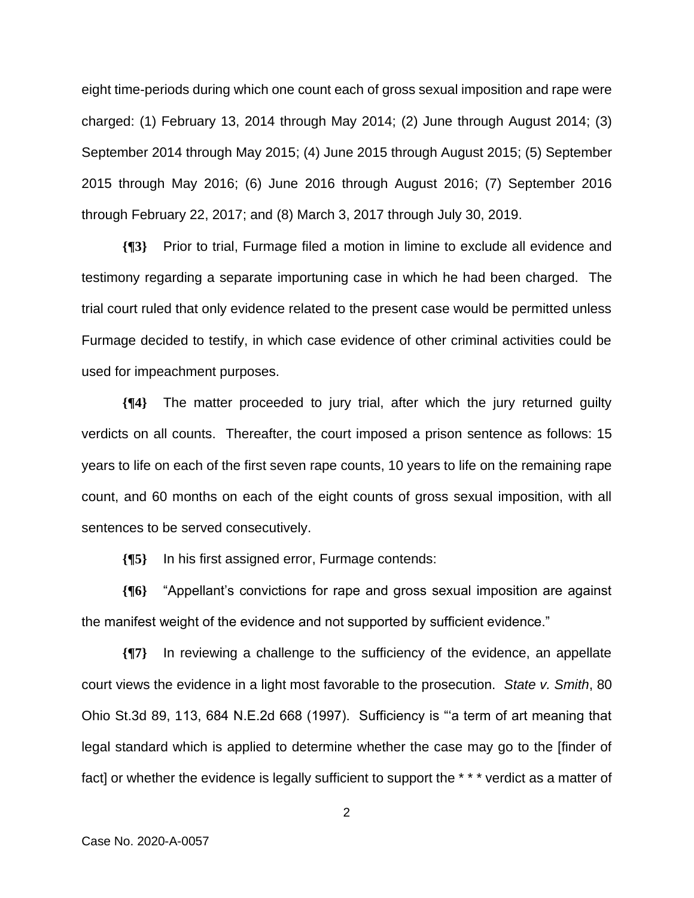eight time-periods during which one count each of gross sexual imposition and rape were charged: (1) February 13, 2014 through May 2014; (2) June through August 2014; (3) September 2014 through May 2015; (4) June 2015 through August 2015; (5) September 2015 through May 2016; (6) June 2016 through August 2016; (7) September 2016 through February 22, 2017; and (8) March 3, 2017 through July 30, 2019.

**{¶3}** Prior to trial, Furmage filed a motion in limine to exclude all evidence and testimony regarding a separate importuning case in which he had been charged. The trial court ruled that only evidence related to the present case would be permitted unless Furmage decided to testify, in which case evidence of other criminal activities could be used for impeachment purposes.

**{¶4}** The matter proceeded to jury trial, after which the jury returned guilty verdicts on all counts. Thereafter, the court imposed a prison sentence as follows: 15 years to life on each of the first seven rape counts, 10 years to life on the remaining rape count, and 60 months on each of the eight counts of gross sexual imposition, with all sentences to be served consecutively.

**{¶5}** In his first assigned error, Furmage contends:

**{¶6}** "Appellant's convictions for rape and gross sexual imposition are against the manifest weight of the evidence and not supported by sufficient evidence."

**{¶7}** In reviewing a challenge to the sufficiency of the evidence, an appellate court views the evidence in a light most favorable to the prosecution. *State v. Smith*, 80 Ohio St.3d 89, 113, 684 N.E.2d 668 (1997). Sufficiency is "'a term of art meaning that legal standard which is applied to determine whether the case may go to the [finder of fact] or whether the evidence is legally sufficient to support the * * * verdict as a matter of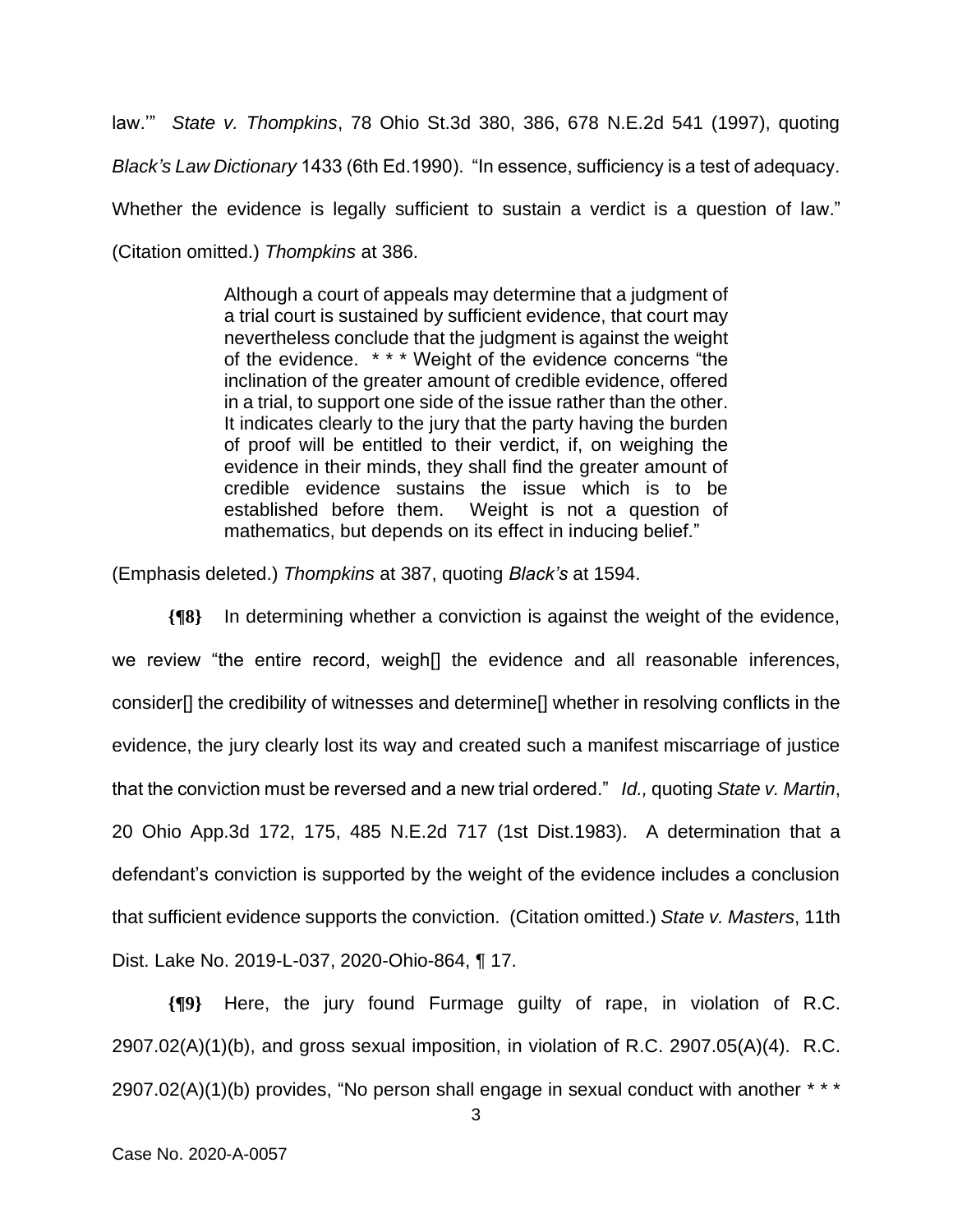law.'" *State v. Thompkins*, 78 Ohio St.3d 380, 386, 678 N.E.2d 541 (1997), quoting *Black's Law Dictionary* 1433 (6th Ed.1990). "In essence, sufficiency is a test of adequacy. Whether the evidence is legally sufficient to sustain a verdict is a question of law." (Citation omitted.) *Thompkins* at 386.

> Although a court of appeals may determine that a judgment of a trial court is sustained by sufficient evidence, that court may nevertheless conclude that the judgment is against the weight of the evidence. * * * Weight of the evidence concerns "the inclination of the greater amount of credible evidence, offered in a trial, to support one side of the issue rather than the other. It indicates clearly to the jury that the party having the burden of proof will be entitled to their verdict, if, on weighing the evidence in their minds, they shall find the greater amount of credible evidence sustains the issue which is to be established before them. Weight is not a question of mathematics, but depends on its effect in inducing belief."

(Emphasis deleted.) *Thompkins* at 387, quoting *Black's* at 1594.

**{¶8}** In determining whether a conviction is against the weight of the evidence, we review "the entire record, weigh[] the evidence and all reasonable inferences, consider[] the credibility of witnesses and determine[] whether in resolving conflicts in the evidence, the jury clearly lost its way and created such a manifest miscarriage of justice that the conviction must be reversed and a new trial ordered." *Id.,* quoting *State v. Martin*, 20 Ohio App.3d 172, 175, 485 N.E.2d 717 (1st Dist.1983). A determination that a defendant's conviction is supported by the weight of the evidence includes a conclusion that sufficient evidence supports the conviction. (Citation omitted.) *State v. Masters*, 11th Dist. Lake No. 2019-L-037, 2020-Ohio-864, ¶ 17.

**{¶9}** Here, the jury found Furmage guilty of rape, in violation of R.C. 2907.02(A)(1)(b), and gross sexual imposition, in violation of R.C. 2907.05(A)(4). R.C. 2907.02(A)(1)(b) provides, "No person shall engage in sexual conduct with another * * *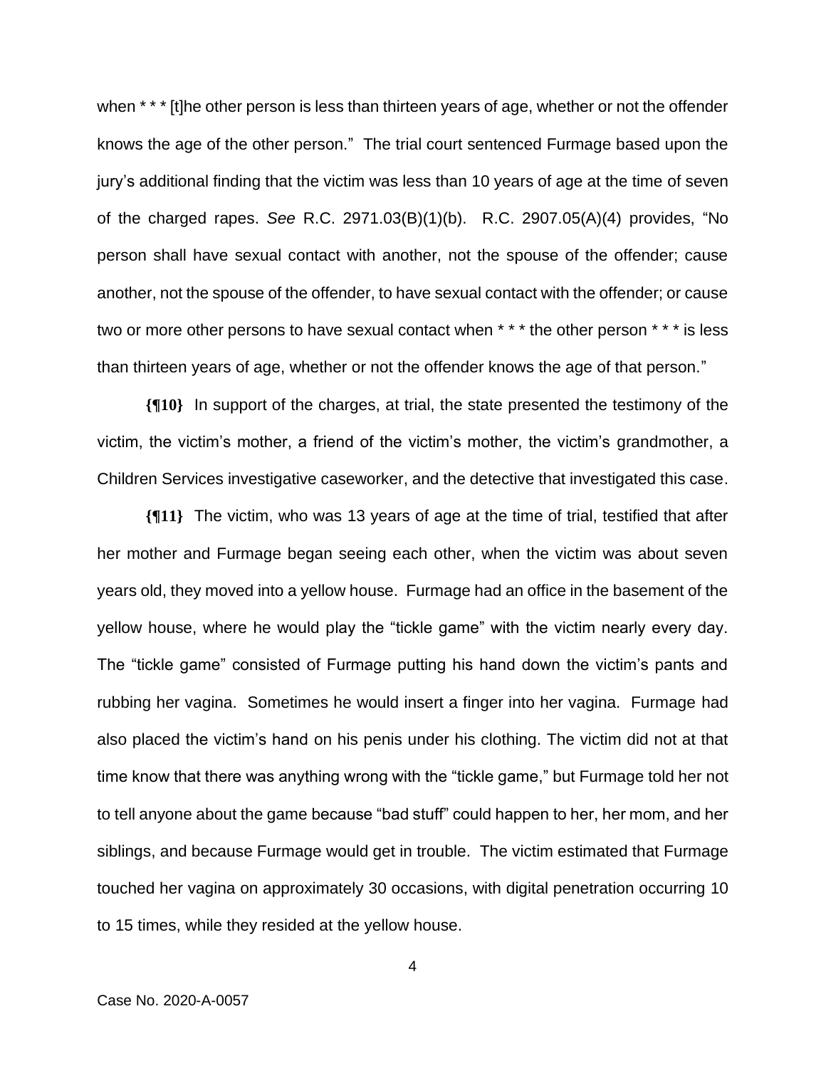when * * * [t]he other person is less than thirteen years of age, whether or not the offender knows the age of the other person." The trial court sentenced Furmage based upon the jury's additional finding that the victim was less than 10 years of age at the time of seven of the charged rapes. *See* R.C. 2971.03(B)(1)(b). R.C. 2907.05(A)(4) provides, "No person shall have sexual contact with another, not the spouse of the offender; cause another, not the spouse of the offender, to have sexual contact with the offender; or cause two or more other persons to have sexual contact when * * * the other person * * * is less than thirteen years of age, whether or not the offender knows the age of that person."

**{¶10}** In support of the charges, at trial, the state presented the testimony of the victim, the victim's mother, a friend of the victim's mother, the victim's grandmother, a Children Services investigative caseworker, and the detective that investigated this case.

**{¶11}** The victim, who was 13 years of age at the time of trial, testified that after her mother and Furmage began seeing each other, when the victim was about seven years old, they moved into a yellow house. Furmage had an office in the basement of the yellow house, where he would play the "tickle game" with the victim nearly every day. The "tickle game" consisted of Furmage putting his hand down the victim's pants and rubbing her vagina. Sometimes he would insert a finger into her vagina. Furmage had also placed the victim's hand on his penis under his clothing. The victim did not at that time know that there was anything wrong with the "tickle game," but Furmage told her not to tell anyone about the game because "bad stuff" could happen to her, her mom, and her siblings, and because Furmage would get in trouble. The victim estimated that Furmage touched her vagina on approximately 30 occasions, with digital penetration occurring 10 to 15 times, while they resided at the yellow house.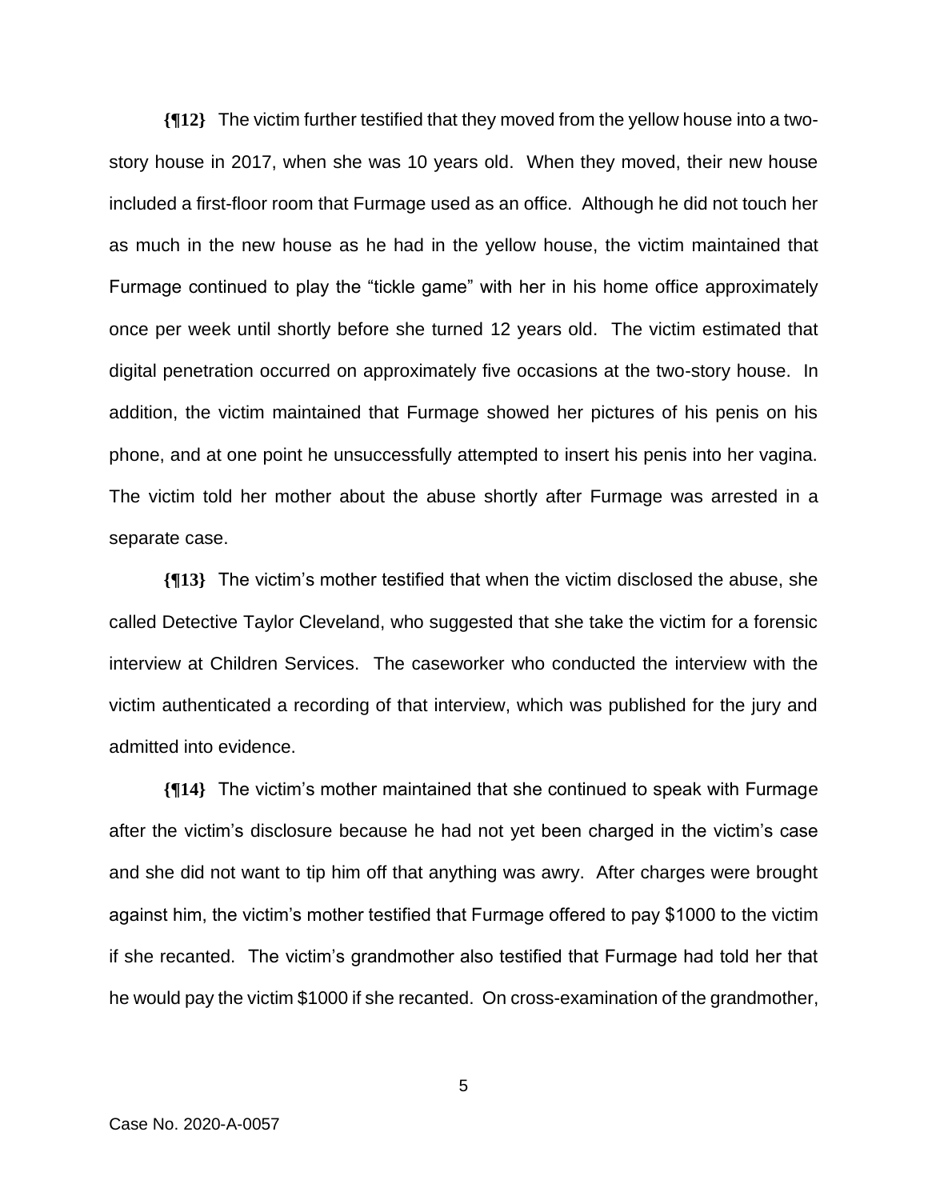**{¶12}** The victim further testified that they moved from the yellow house into a two-story house in 2017, when she was 10 years old. When they moved, their new house included a first-floor room that Furmage used as an office. Although he did not touch her as much in the new house as he had in the yellow house, the victim maintained that Furmage continued to play the "tickle game" with her in his home office approximately once per week until shortly before she turned 12 years old. The victim estimated that digital penetration occurred on approximately five occasions at the two-story house. In addition, the victim maintained that Furmage showed her pictures of his penis on his phone, and at one point he unsuccessfully attempted to insert his penis into her vagina. The victim told her mother about the abuse shortly after Furmage was arrested in a separate case.

**{¶13}** The victim's mother testified that when the victim disclosed the abuse, she called Detective Taylor Cleveland, who suggested that she take the victim for a forensic interview at Children Services. The caseworker who conducted the interview with the victim authenticated a recording of that interview, which was published for the jury and admitted into evidence.

**{¶14}** The victim's mother maintained that she continued to speak with Furmage after the victim's disclosure because he had not yet been charged in the victim's case and she did not want to tip him off that anything was awry. After charges were brought against him, the victim's mother testified that Furmage offered to pay $1000 to the victim if she recanted. The victim's grandmother also testified that Furmage had told her that he would pay the victim $1000 if she recanted. On cross-examination of the grandmother,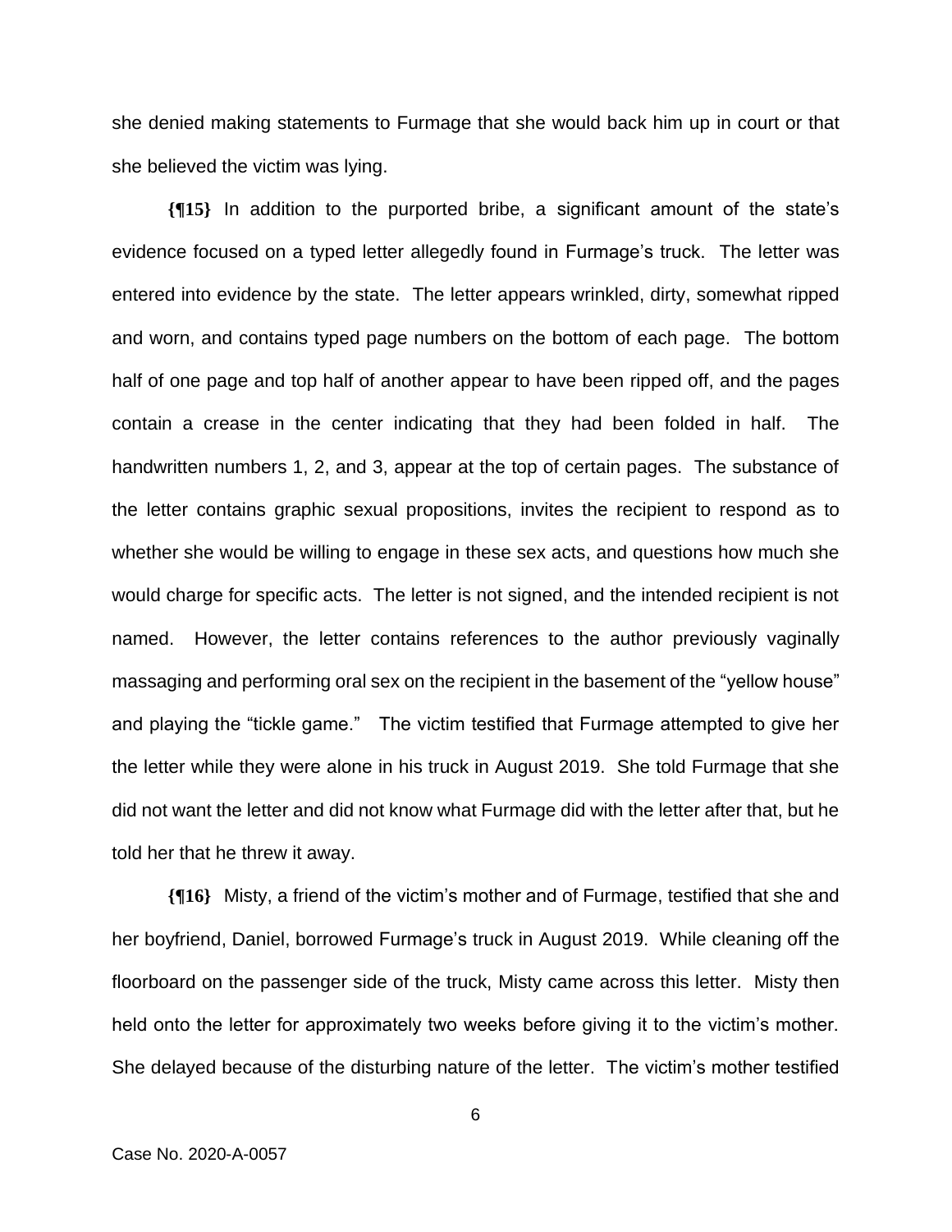she denied making statements to Furmage that she would back him up in court or that she believed the victim was lying.

**{¶15}** In addition to the purported bribe, a significant amount of the state's evidence focused on a typed letter allegedly found in Furmage's truck. The letter was entered into evidence by the state. The letter appears wrinkled, dirty, somewhat ripped and worn, and contains typed page numbers on the bottom of each page. The bottom half of one page and top half of another appear to have been ripped off, and the pages contain a crease in the center indicating that they had been folded in half. The handwritten numbers 1, 2, and 3, appear at the top of certain pages. The substance of the letter contains graphic sexual propositions, invites the recipient to respond as to whether she would be willing to engage in these sex acts, and questions how much she would charge for specific acts. The letter is not signed, and the intended recipient is not named. However, the letter contains references to the author previously vaginally massaging and performing oral sex on the recipient in the basement of the "yellow house" and playing the "tickle game." The victim testified that Furmage attempted to give her the letter while they were alone in his truck in August 2019. She told Furmage that she did not want the letter and did not know what Furmage did with the letter after that, but he told her that he threw it away.

**{¶16}** Misty, a friend of the victim's mother and of Furmage, testified that she and her boyfriend, Daniel, borrowed Furmage's truck in August 2019. While cleaning off the floorboard on the passenger side of the truck, Misty came across this letter. Misty then held onto the letter for approximately two weeks before giving it to the victim's mother. She delayed because of the disturbing nature of the letter. The victim's mother testified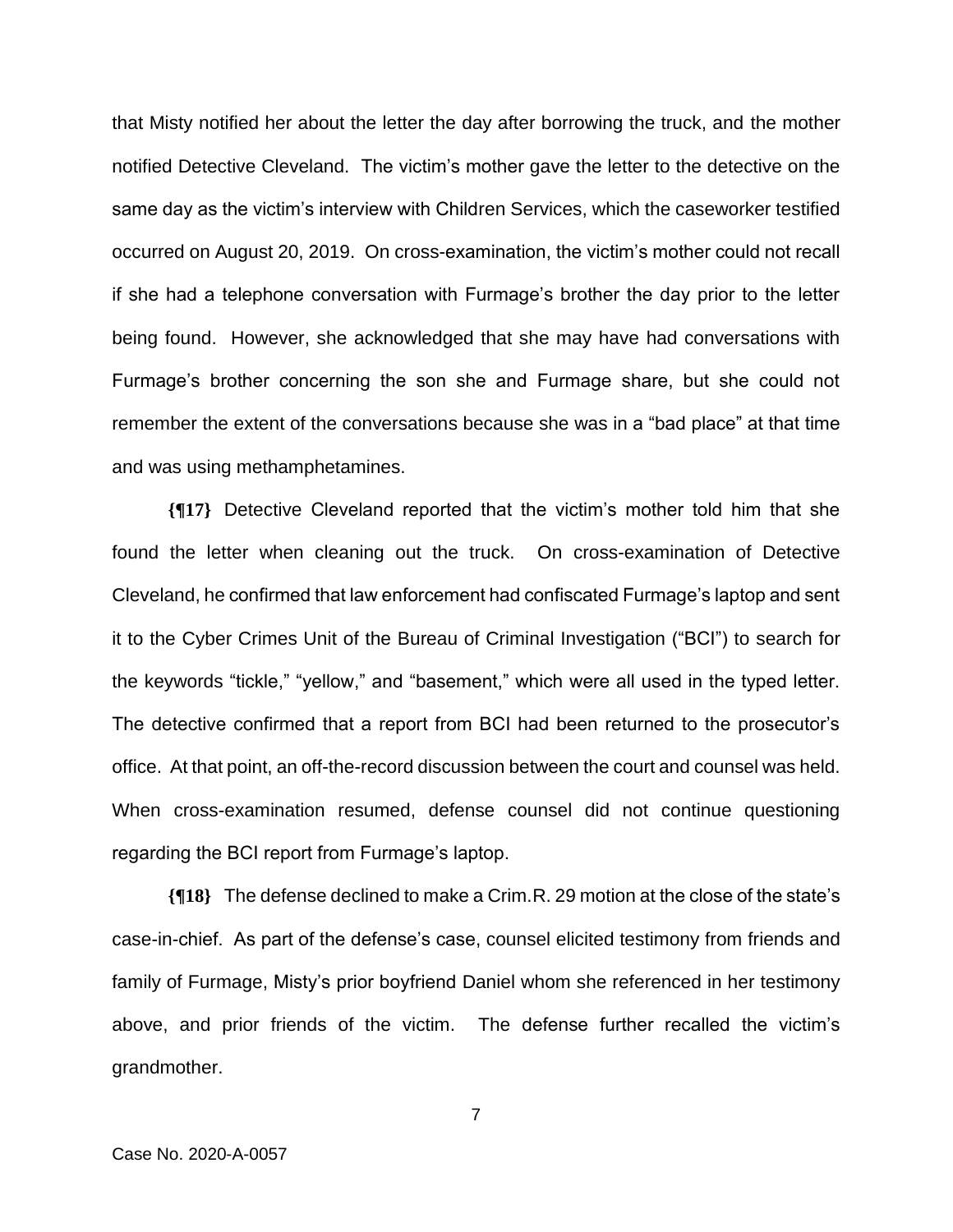that Misty notified her about the letter the day after borrowing the truck, and the mother notified Detective Cleveland. The victim's mother gave the letter to the detective on the same day as the victim's interview with Children Services, which the caseworker testified occurred on August 20, 2019. On cross-examination, the victim's mother could not recall if she had a telephone conversation with Furmage's brother the day prior to the letter being found. However, she acknowledged that she may have had conversations with Furmage's brother concerning the son she and Furmage share, but she could not remember the extent of the conversations because she was in a "bad place" at that time and was using methamphetamines.

**{¶17}** Detective Cleveland reported that the victim's mother told him that she found the letter when cleaning out the truck. On cross-examination of Detective Cleveland, he confirmed that law enforcement had confiscated Furmage's laptop and sent it to the Cyber Crimes Unit of the Bureau of Criminal Investigation ("BCI") to search for the keywords "tickle," "yellow," and "basement," which were all used in the typed letter. The detective confirmed that a report from BCI had been returned to the prosecutor's office. At that point, an off-the-record discussion between the court and counsel was held. When cross-examination resumed, defense counsel did not continue questioning regarding the BCI report from Furmage's laptop.

**{¶18}** The defense declined to make a Crim.R. 29 motion at the close of the state's case-in-chief. As part of the defense's case, counsel elicited testimony from friends and family of Furmage, Misty's prior boyfriend Daniel whom she referenced in her testimony above, and prior friends of the victim. The defense further recalled the victim's grandmother.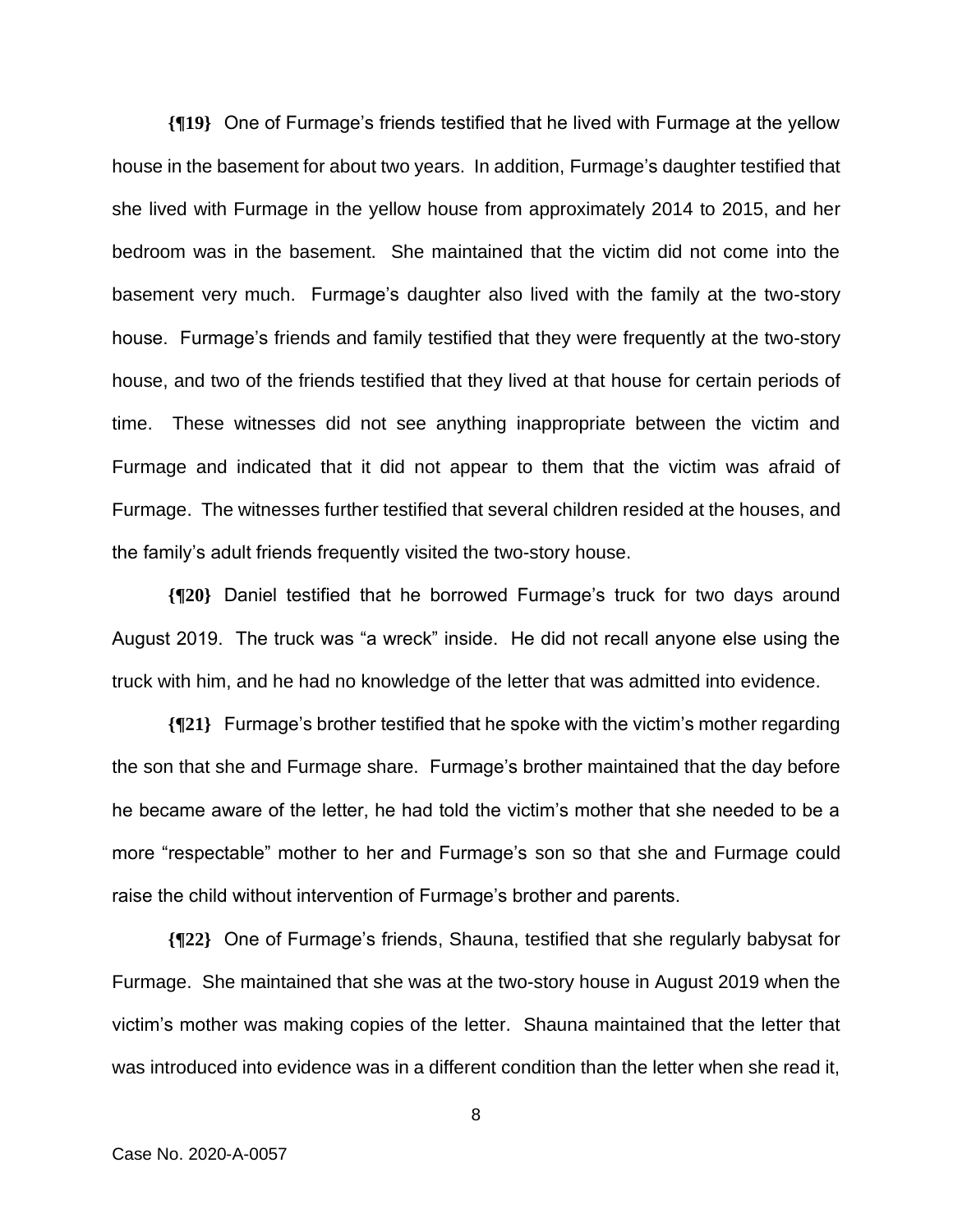**{¶19}** One of Furmage's friends testified that he lived with Furmage at the yellow house in the basement for about two years. In addition, Furmage's daughter testified that she lived with Furmage in the yellow house from approximately 2014 to 2015, and her bedroom was in the basement. She maintained that the victim did not come into the basement very much. Furmage's daughter also lived with the family at the two-story house. Furmage's friends and family testified that they were frequently at the two-story house, and two of the friends testified that they lived at that house for certain periods of time. These witnesses did not see anything inappropriate between the victim and Furmage and indicated that it did not appear to them that the victim was afraid of Furmage. The witnesses further testified that several children resided at the houses, and the family's adult friends frequently visited the two-story house.

**{¶20}** Daniel testified that he borrowed Furmage's truck for two days around August 2019. The truck was "a wreck" inside. He did not recall anyone else using the truck with him, and he had no knowledge of the letter that was admitted into evidence.

**{¶21}** Furmage's brother testified that he spoke with the victim's mother regarding the son that she and Furmage share. Furmage's brother maintained that the day before he became aware of the letter, he had told the victim's mother that she needed to be a more "respectable" mother to her and Furmage's son so that she and Furmage could raise the child without intervention of Furmage's brother and parents.

**{¶22}** One of Furmage's friends, Shauna, testified that she regularly babysat for Furmage. She maintained that she was at the two-story house in August 2019 when the victim's mother was making copies of the letter. Shauna maintained that the letter that was introduced into evidence was in a different condition than the letter when she read it,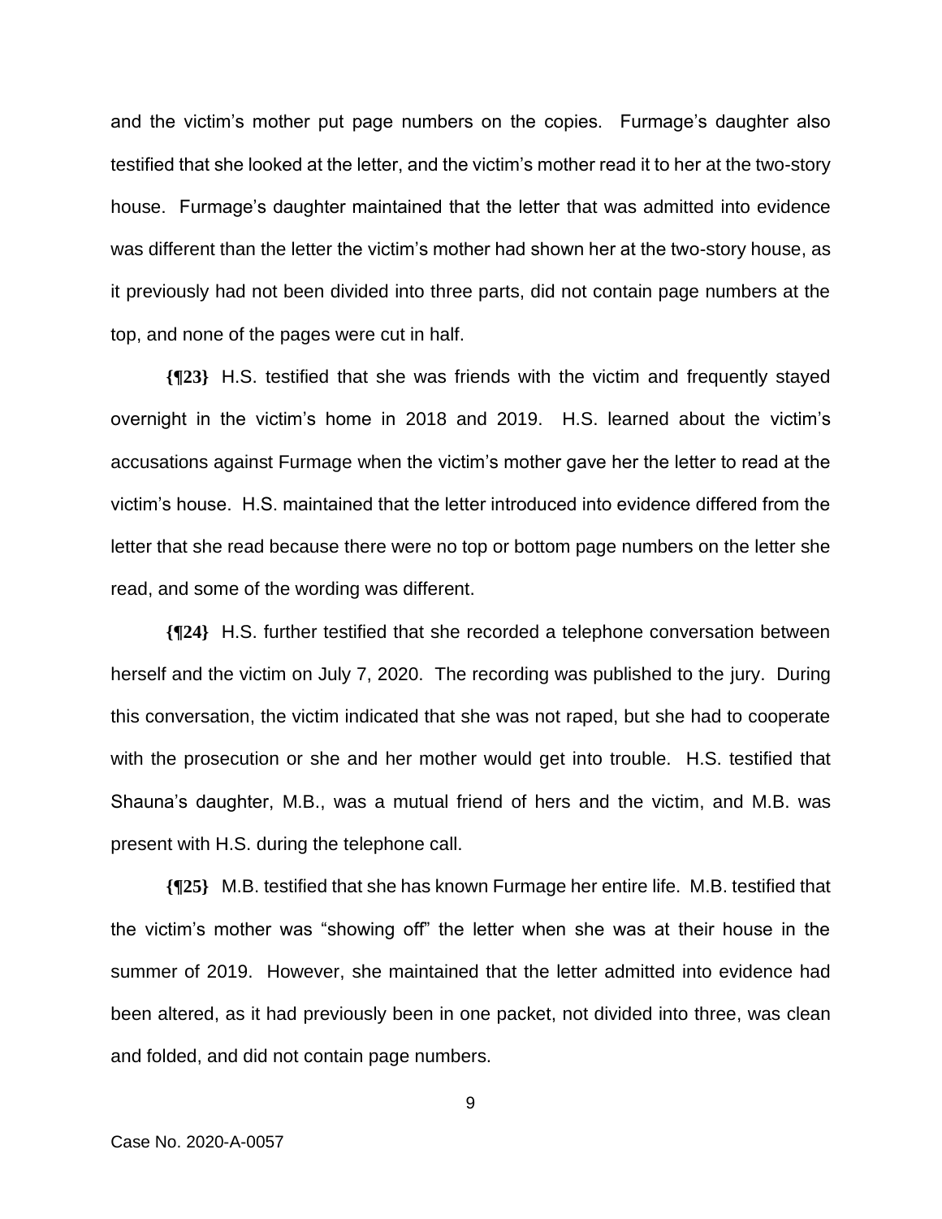and the victim's mother put page numbers on the copies. Furmage's daughter also testified that she looked at the letter, and the victim's mother read it to her at the two-story house. Furmage's daughter maintained that the letter that was admitted into evidence was different than the letter the victim's mother had shown her at the two-story house, as it previously had not been divided into three parts, did not contain page numbers at the top, and none of the pages were cut in half.

**{¶23}** H.S. testified that she was friends with the victim and frequently stayed overnight in the victim's home in 2018 and 2019. H.S. learned about the victim's accusations against Furmage when the victim's mother gave her the letter to read at the victim's house. H.S. maintained that the letter introduced into evidence differed from the letter that she read because there were no top or bottom page numbers on the letter she read, and some of the wording was different.

**{¶24}** H.S. further testified that she recorded a telephone conversation between herself and the victim on July 7, 2020. The recording was published to the jury. During this conversation, the victim indicated that she was not raped, but she had to cooperate with the prosecution or she and her mother would get into trouble. H.S. testified that Shauna's daughter, M.B., was a mutual friend of hers and the victim, and M.B. was present with H.S. during the telephone call.

**{¶25}** M.B. testified that she has known Furmage her entire life. M.B. testified that the victim's mother was "showing off" the letter when she was at their house in the summer of 2019. However, she maintained that the letter admitted into evidence had been altered, as it had previously been in one packet, not divided into three, was clean and folded, and did not contain page numbers.

Case No. 2020-A-0057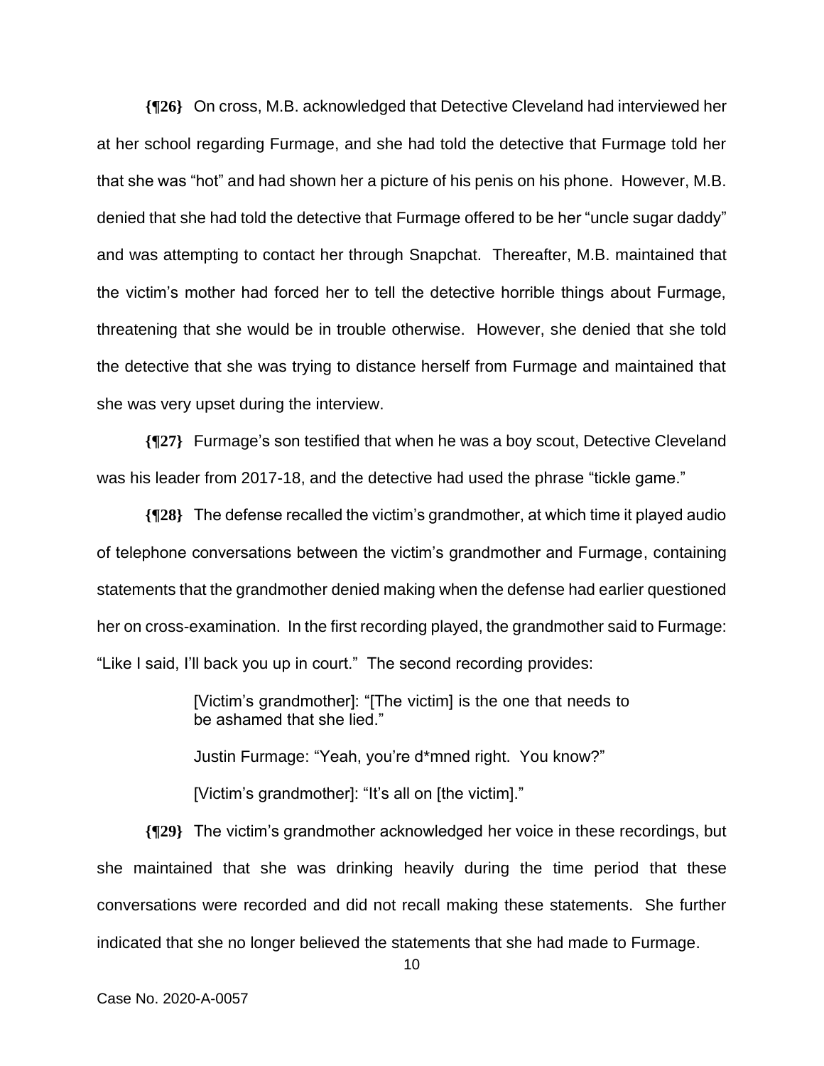**{¶26}** On cross, M.B. acknowledged that Detective Cleveland had interviewed her at her school regarding Furmage, and she had told the detective that Furmage told her that she was "hot" and had shown her a picture of his penis on his phone. However, M.B. denied that she had told the detective that Furmage offered to be her "uncle sugar daddy" and was attempting to contact her through Snapchat. Thereafter, M.B. maintained that the victim's mother had forced her to tell the detective horrible things about Furmage, threatening that she would be in trouble otherwise. However, she denied that she told the detective that she was trying to distance herself from Furmage and maintained that she was very upset during the interview.

**{¶27}** Furmage's son testified that when he was a boy scout, Detective Cleveland was his leader from 2017-18, and the detective had used the phrase "tickle game."

**{¶28}** The defense recalled the victim's grandmother, at which time it played audio of telephone conversations between the victim's grandmother and Furmage, containing statements that the grandmother denied making when the defense had earlier questioned her on cross-examination. In the first recording played, the grandmother said to Furmage: "Like I said, I'll back you up in court." The second recording provides:

> [Victim's grandmother]: "[The victim] is the one that needs to be ashamed that she lied."
>
> Justin Furmage: "Yeah, you're d*mned right. You know?"
>
> [Victim's grandmother]: "It's all on [the victim]."

**{¶29}** The victim's grandmother acknowledged her voice in these recordings, but she maintained that she was drinking heavily during the time period that these conversations were recorded and did not recall making these statements. She further indicated that she no longer believed the statements that she had made to Furmage.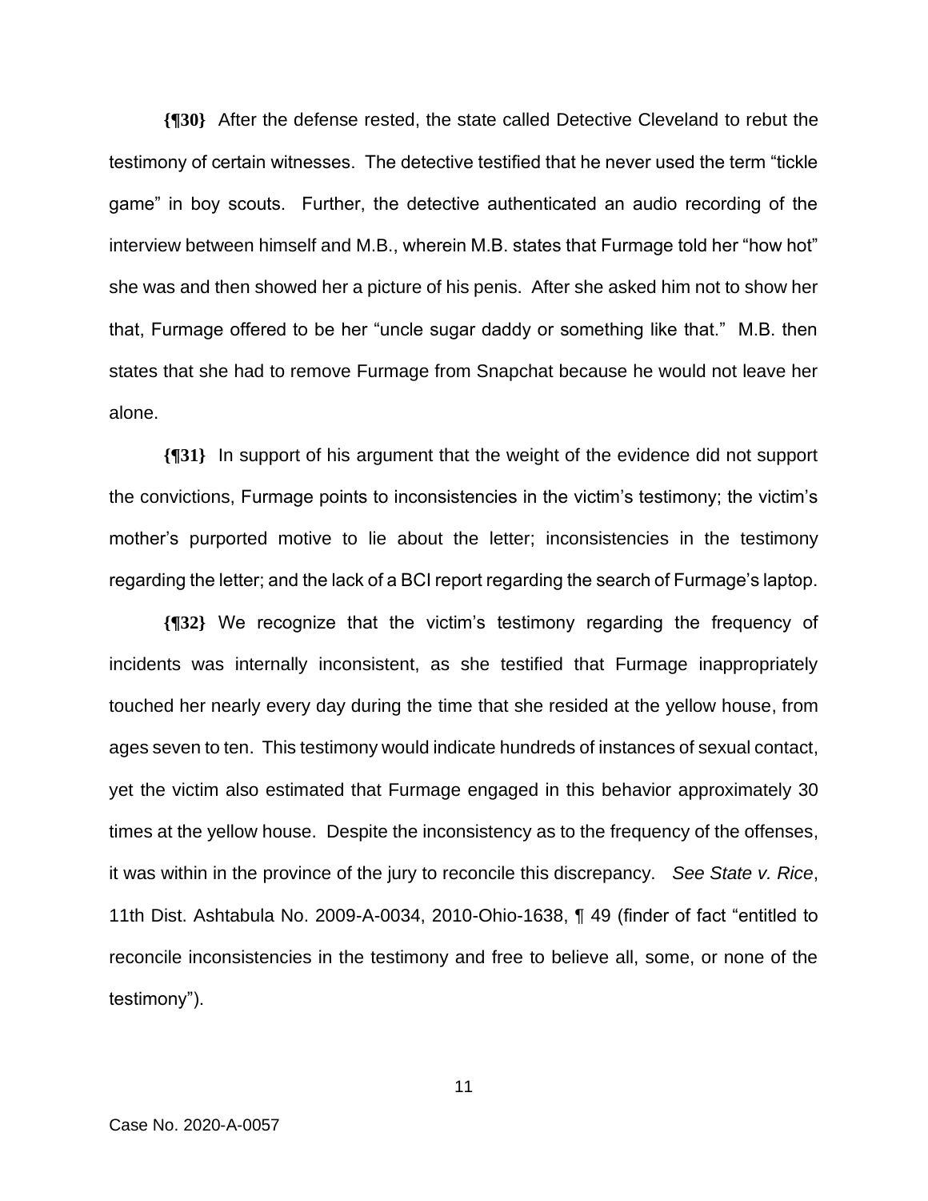**{¶30}** After the defense rested, the state called Detective Cleveland to rebut the testimony of certain witnesses. The detective testified that he never used the term "tickle game" in boy scouts. Further, the detective authenticated an audio recording of the interview between himself and M.B., wherein M.B. states that Furmage told her "how hot" she was and then showed her a picture of his penis. After she asked him not to show her that, Furmage offered to be her "uncle sugar daddy or something like that." M.B. then states that she had to remove Furmage from Snapchat because he would not leave her alone.

**{¶31}** In support of his argument that the weight of the evidence did not support the convictions, Furmage points to inconsistencies in the victim's testimony; the victim's mother's purported motive to lie about the letter; inconsistencies in the testimony regarding the letter; and the lack of a BCI report regarding the search of Furmage's laptop.

**{¶32}** We recognize that the victim's testimony regarding the frequency of incidents was internally inconsistent, as she testified that Furmage inappropriately touched her nearly every day during the time that she resided at the yellow house, from ages seven to ten. This testimony would indicate hundreds of instances of sexual contact, yet the victim also estimated that Furmage engaged in this behavior approximately 30 times at the yellow house. Despite the inconsistency as to the frequency of the offenses, it was within in the province of the jury to reconcile this discrepancy. *See State v. Rice*, 11th Dist. Ashtabula No. 2009-A-0034, 2010-Ohio-1638, ¶ 49 (finder of fact "entitled to reconcile inconsistencies in the testimony and free to believe all, some, or none of the testimony").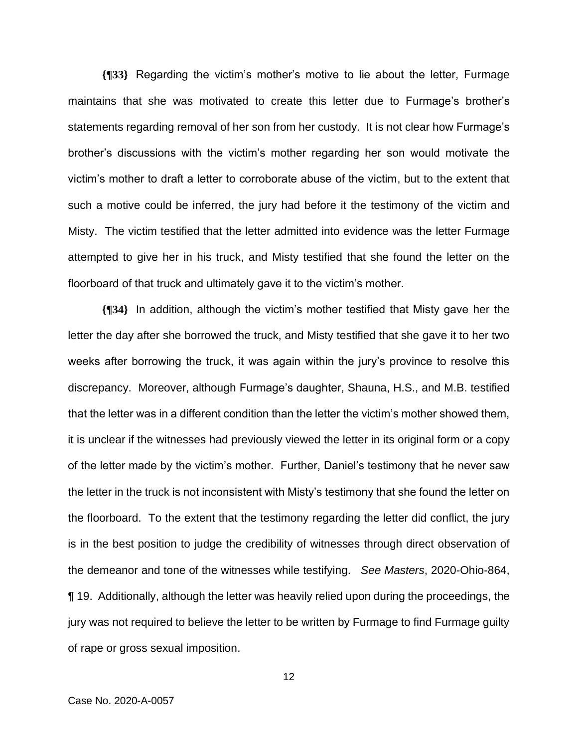**{¶33}** Regarding the victim's mother's motive to lie about the letter, Furmage maintains that she was motivated to create this letter due to Furmage's brother's statements regarding removal of her son from her custody. It is not clear how Furmage's brother's discussions with the victim's mother regarding her son would motivate the victim's mother to draft a letter to corroborate abuse of the victim, but to the extent that such a motive could be inferred, the jury had before it the testimony of the victim and Misty. The victim testified that the letter admitted into evidence was the letter Furmage attempted to give her in his truck, and Misty testified that she found the letter on the floorboard of that truck and ultimately gave it to the victim's mother.

**{¶34}** In addition, although the victim's mother testified that Misty gave her the letter the day after she borrowed the truck, and Misty testified that she gave it to her two weeks after borrowing the truck, it was again within the jury's province to resolve this discrepancy. Moreover, although Furmage's daughter, Shauna, H.S., and M.B. testified that the letter was in a different condition than the letter the victim's mother showed them, it is unclear if the witnesses had previously viewed the letter in its original form or a copy of the letter made by the victim's mother. Further, Daniel's testimony that he never saw the letter in the truck is not inconsistent with Misty's testimony that she found the letter on the floorboard. To the extent that the testimony regarding the letter did conflict, the jury is in the best position to judge the credibility of witnesses through direct observation of the demeanor and tone of the witnesses while testifying. *See Masters*, 2020-Ohio-864, ¶ 19. Additionally, although the letter was heavily relied upon during the proceedings, the jury was not required to believe the letter to be written by Furmage to find Furmage guilty of rape or gross sexual imposition.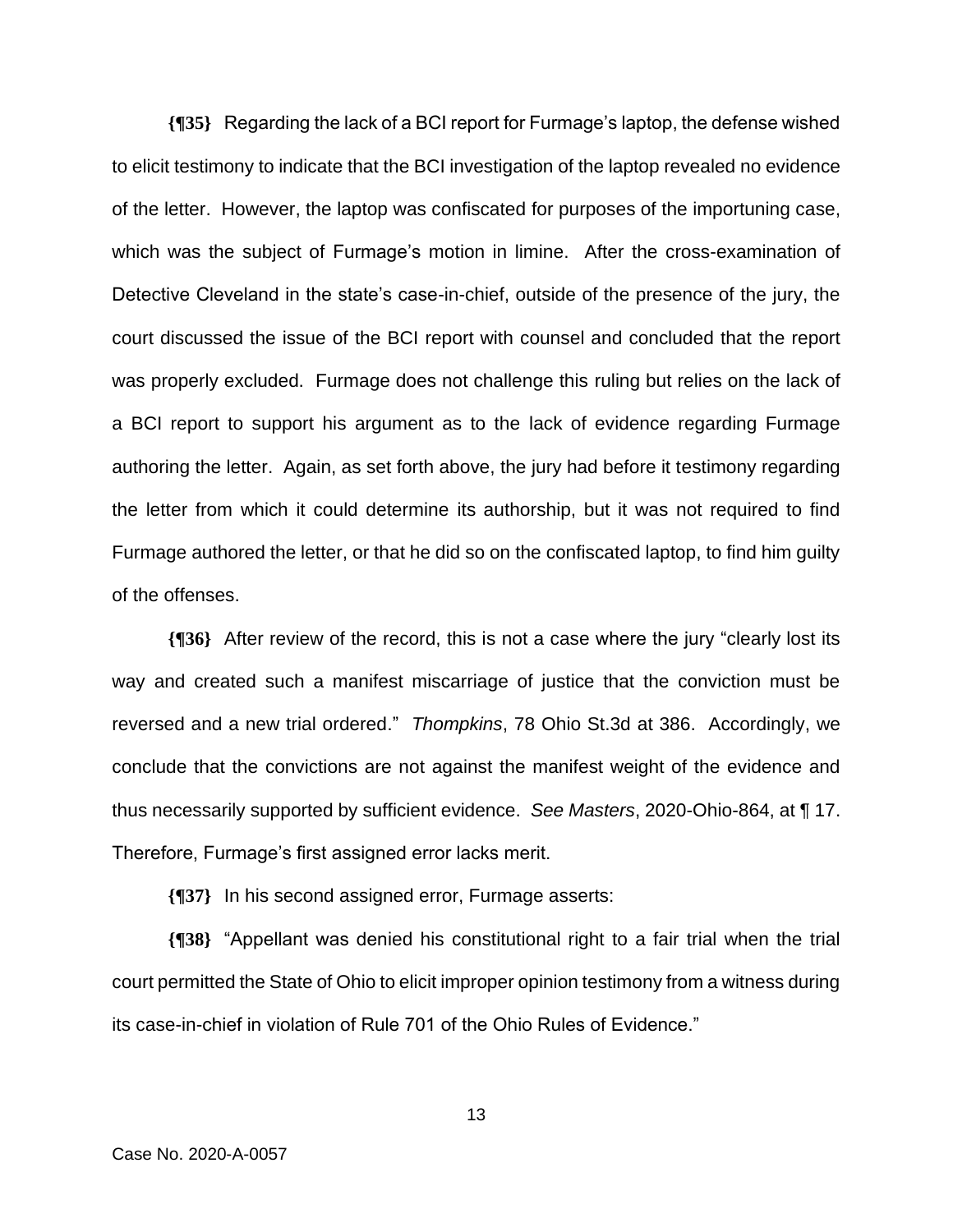**{¶35}** Regarding the lack of a BCI report for Furmage's laptop, the defense wished to elicit testimony to indicate that the BCI investigation of the laptop revealed no evidence of the letter. However, the laptop was confiscated for purposes of the importuning case, which was the subject of Furmage's motion in limine. After the cross-examination of Detective Cleveland in the state's case-in-chief, outside of the presence of the jury, the court discussed the issue of the BCI report with counsel and concluded that the report was properly excluded. Furmage does not challenge this ruling but relies on the lack of a BCI report to support his argument as to the lack of evidence regarding Furmage authoring the letter. Again, as set forth above, the jury had before it testimony regarding the letter from which it could determine its authorship, but it was not required to find Furmage authored the letter, or that he did so on the confiscated laptop, to find him guilty of the offenses.

**{¶36}** After review of the record, this is not a case where the jury "clearly lost its way and created such a manifest miscarriage of justice that the conviction must be reversed and a new trial ordered." *Thompkins*, 78 Ohio St.3d at 386. Accordingly, we conclude that the convictions are not against the manifest weight of the evidence and thus necessarily supported by sufficient evidence. *See Masters*, 2020-Ohio-864, at ¶ 17. Therefore, Furmage's first assigned error lacks merit.

**{¶37}** In his second assigned error, Furmage asserts:

**{¶38}** "Appellant was denied his constitutional right to a fair trial when the trial court permitted the State of Ohio to elicit improper opinion testimony from a witness during its case-in-chief in violation of Rule 701 of the Ohio Rules of Evidence."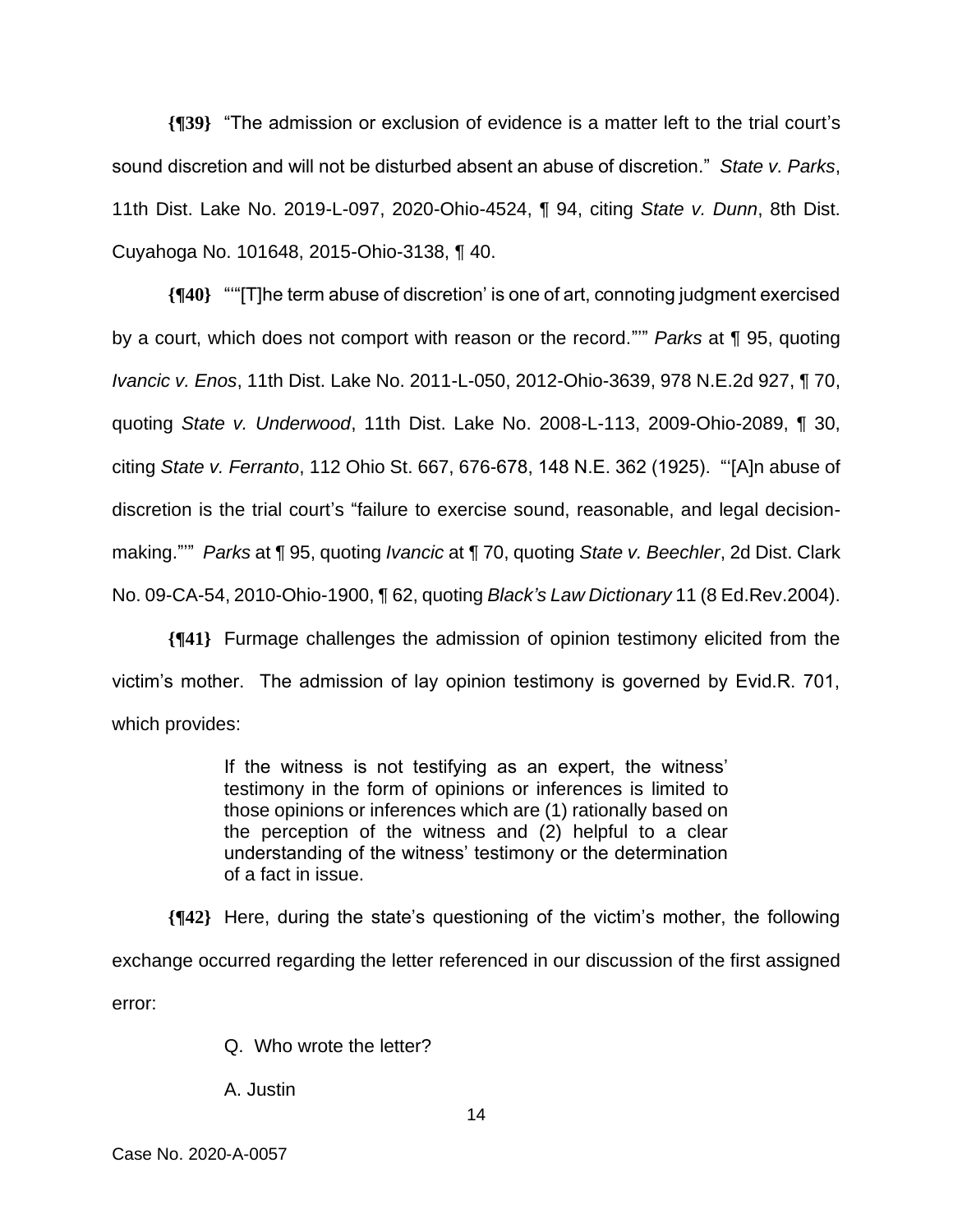**{¶39}** "The admission or exclusion of evidence is a matter left to the trial court's sound discretion and will not be disturbed absent an abuse of discretion." *State v. Parks*, 11th Dist. Lake No. 2019-L-097, 2020-Ohio-4524, ¶ 94, citing *State v. Dunn*, 8th Dist. Cuyahoga No. 101648, 2015-Ohio-3138, ¶ 40.

**{¶40}** "'"[T]he term abuse of discretion' is one of art, connoting judgment exercised by a court, which does not comport with reason or the record."'" *Parks* at ¶ 95, quoting *Ivancic v. Enos*, 11th Dist. Lake No. 2011-L-050, 2012-Ohio-3639, 978 N.E.2d 927, ¶ 70, quoting *State v. Underwood*, 11th Dist. Lake No. 2008-L-113, 2009-Ohio-2089, ¶ 30, citing *State v. Ferranto*, 112 Ohio St. 667, 676-678, 148 N.E. 362 (1925). "'[A]n abuse of discretion is the trial court's "failure to exercise sound, reasonable, and legal decision-making."'" *Parks* at ¶ 95, quoting *Ivancic* at ¶ 70, quoting *State v. Beechler*, 2d Dist. Clark No. 09-CA-54, 2010-Ohio-1900, ¶ 62, quoting *Black's Law Dictionary* 11 (8 Ed.Rev.2004).

**{¶41}** Furmage challenges the admission of opinion testimony elicited from the victim's mother. The admission of lay opinion testimony is governed by Evid.R. 701, which provides:

> If the witness is not testifying as an expert, the witness' testimony in the form of opinions or inferences is limited to those opinions or inferences which are (1) rationally based on the perception of the witness and (2) helpful to a clear understanding of the witness' testimony or the determination of a fact in issue.

**{¶42}** Here, during the state's questioning of the victim's mother, the following exchange occurred regarding the letter referenced in our discussion of the first assigned error:

> Q. Who wrote the letter?
>
> A. Justin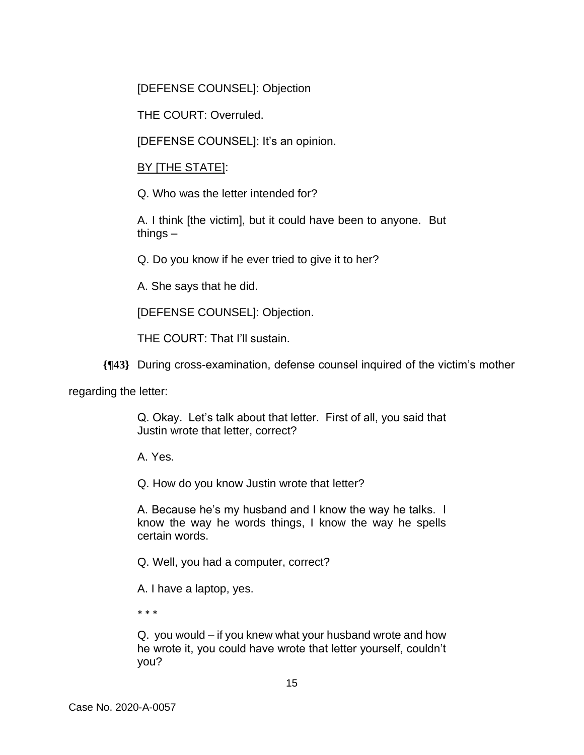[DEFENSE COUNSEL]: Objection

THE COURT: Overruled.

[DEFENSE COUNSEL]: It's an opinion.

BY [THE STATE]:

Q. Who was the letter intended for?

A. I think [the victim], but it could have been to anyone. But things –

Q. Do you know if he ever tried to give it to her?

A. She says that he did.

[DEFENSE COUNSEL]: Objection.

THE COURT: That I'll sustain.

**{¶43}** During cross-examination, defense counsel inquired of the victim's mother regarding the letter:

> Q. Okay. Let's talk about that letter. First of all, you said that Justin wrote that letter, correct?
>
> A. Yes.
>
> Q. How do you know Justin wrote that letter?
>
> A. Because he's my husband and I know the way he talks. I know the way he words things, I know the way he spells certain words.
>
> Q. Well, you had a computer, correct?
>
> A. I have a laptop, yes.
>
> * * *
>
> Q. you would – if you knew what your husband wrote and how he wrote it, you could have wrote that letter yourself, couldn't you?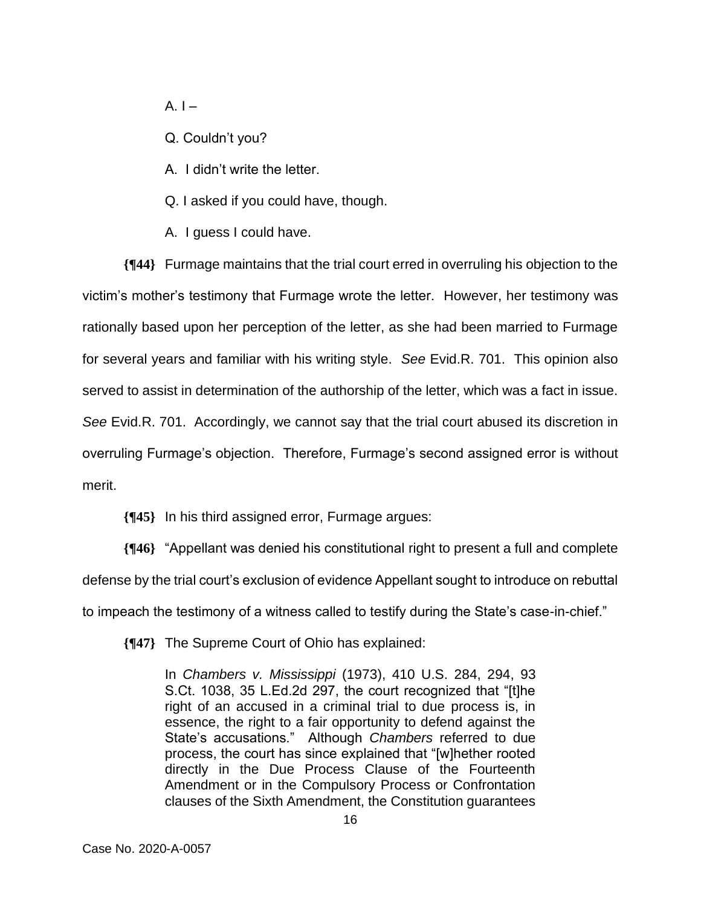A. I –

Q. Couldn't you?

A. I didn't write the letter.

Q. I asked if you could have, though.

A. I guess I could have.

**{¶44}** Furmage maintains that the trial court erred in overruling his objection to the victim's mother's testimony that Furmage wrote the letter. However, her testimony was rationally based upon her perception of the letter, as she had been married to Furmage for several years and familiar with his writing style. *See* Evid.R. 701. This opinion also served to assist in determination of the authorship of the letter, which was a fact in issue. *See* Evid.R. 701. Accordingly, we cannot say that the trial court abused its discretion in overruling Furmage's objection. Therefore, Furmage's second assigned error is without merit.

**{¶45}** In his third assigned error, Furmage argues:

**{¶46}** "Appellant was denied his constitutional right to present a full and complete defense by the trial court's exclusion of evidence Appellant sought to introduce on rebuttal to impeach the testimony of a witness called to testify during the State's case-in-chief."

**{¶47}** The Supreme Court of Ohio has explained:

> In *Chambers v. Mississippi* (1973), 410 U.S. 284, 294, 93 S.Ct. 1038, 35 L.Ed.2d 297, the court recognized that "[t]he right of an accused in a criminal trial to due process is, in essence, the right to a fair opportunity to defend against the State's accusations." Although *Chambers* referred to due process, the court has since explained that "[w]hether rooted directly in the Due Process Clause of the Fourteenth Amendment or in the Compulsory Process or Confrontation clauses of the Sixth Amendment, the Constitution guarantees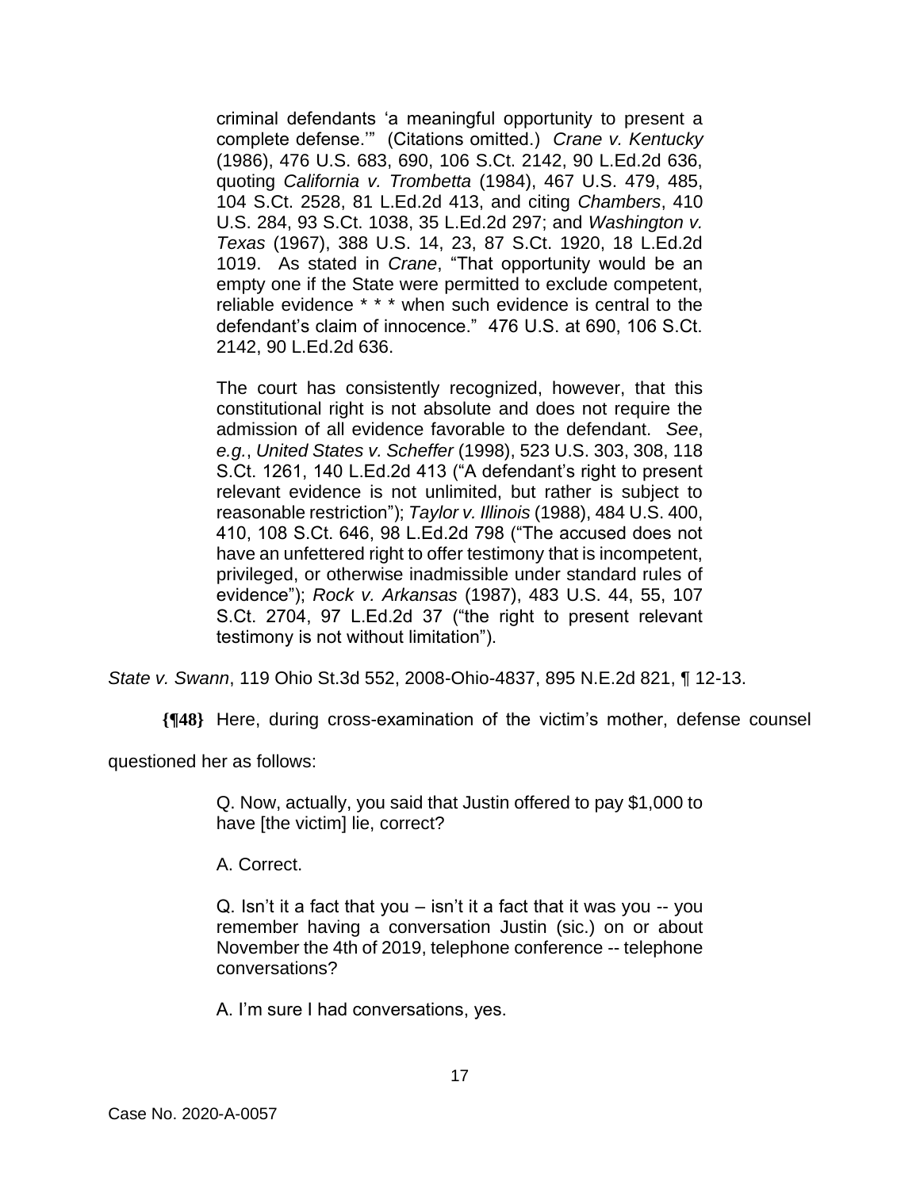> criminal defendants 'a meaningful opportunity to present a complete defense.'" (Citations omitted.) *Crane v. Kentucky* (1986), 476 U.S. 683, 690, 106 S.Ct. 2142, 90 L.Ed.2d 636, quoting *California v. Trombetta* (1984), 467 U.S. 479, 485, 104 S.Ct. 2528, 81 L.Ed.2d 413, and citing *Chambers*, 410 U.S. 284, 93 S.Ct. 1038, 35 L.Ed.2d 297; and *Washington v. Texas* (1967), 388 U.S. 14, 23, 87 S.Ct. 1920, 18 L.Ed.2d 1019. As stated in *Crane*, "That opportunity would be an empty one if the State were permitted to exclude competent, reliable evidence * * * when such evidence is central to the defendant's claim of innocence." 476 U.S. at 690, 106 S.Ct. 2142, 90 L.Ed.2d 636.
>
> The court has consistently recognized, however, that this constitutional right is not absolute and does not require the admission of all evidence favorable to the defendant. *See*, *e.g.*, *United States v. Scheffer* (1998), 523 U.S. 303, 308, 118 S.Ct. 1261, 140 L.Ed.2d 413 ("A defendant's right to present relevant evidence is not unlimited, but rather is subject to reasonable restriction"); *Taylor v. Illinois* (1988), 484 U.S. 400, 410, 108 S.Ct. 646, 98 L.Ed.2d 798 ("The accused does not have an unfettered right to offer testimony that is incompetent, privileged, or otherwise inadmissible under standard rules of evidence"); *Rock v. Arkansas* (1987), 483 U.S. 44, 55, 107 S.Ct. 2704, 97 L.Ed.2d 37 ("the right to present relevant testimony is not without limitation").

*State v. Swann*, 119 Ohio St.3d 552, 2008-Ohio-4837, 895 N.E.2d 821, ¶ 12-13.

**{¶48}** Here, during cross-examination of the victim's mother, defense counsel questioned her as follows:

> Q. Now, actually, you said that Justin offered to pay $1,000 to have [the victim] lie, correct?
>
> A. Correct.
>
> Q. Isn't it a fact that you – isn't it a fact that it was you -- you remember having a conversation Justin (sic.) on or about November the 4th of 2019, telephone conference -- telephone conversations?
>
> A. I'm sure I had conversations, yes.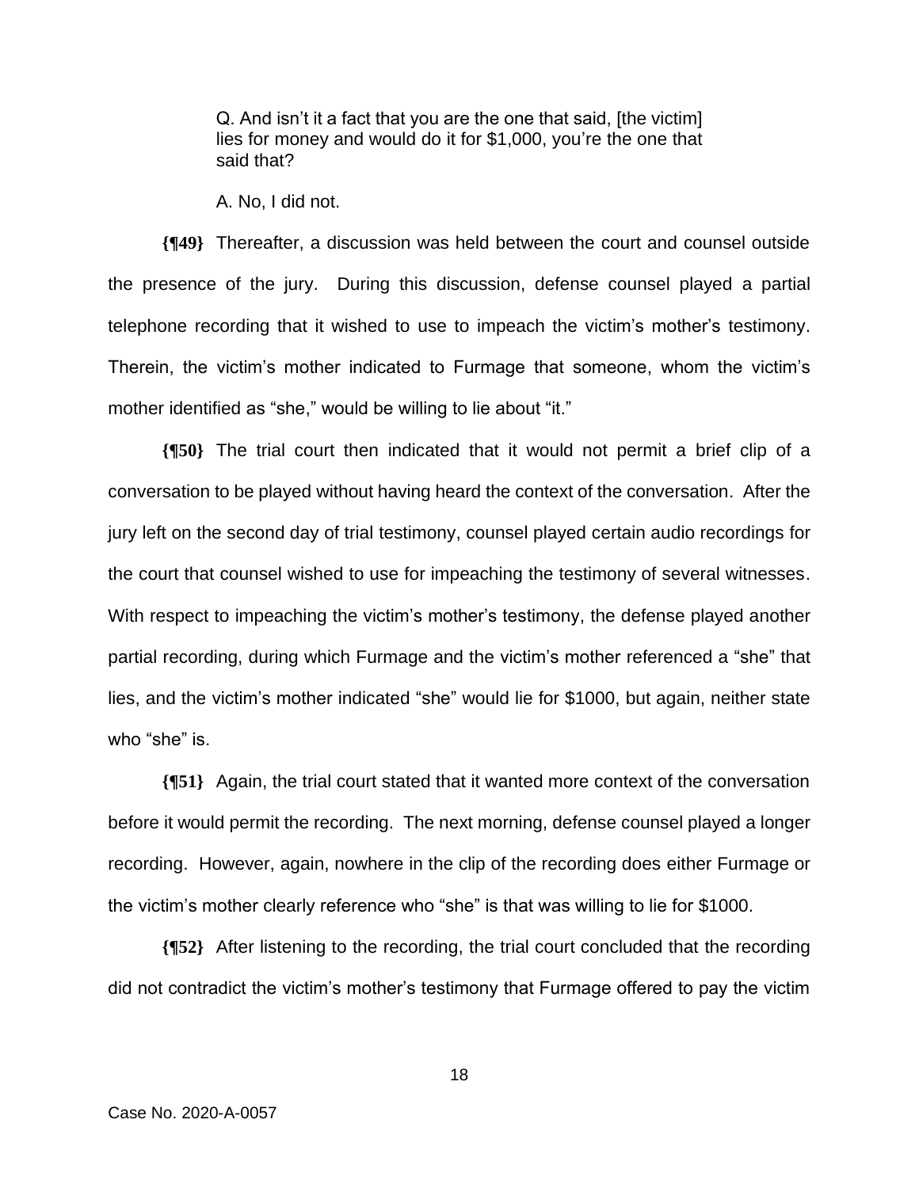> Q. And isn't it a fact that you are the one that said, [the victim] lies for money and would do it for $1,000, you're the one that said that?
>
> A. No, I did not.

**{¶49}** Thereafter, a discussion was held between the court and counsel outside the presence of the jury. During this discussion, defense counsel played a partial telephone recording that it wished to use to impeach the victim's mother's testimony. Therein, the victim's mother indicated to Furmage that someone, whom the victim's mother identified as "she," would be willing to lie about "it."

**{¶50}** The trial court then indicated that it would not permit a brief clip of a conversation to be played without having heard the context of the conversation. After the jury left on the second day of trial testimony, counsel played certain audio recordings for the court that counsel wished to use for impeaching the testimony of several witnesses. With respect to impeaching the victim's mother's testimony, the defense played another partial recording, during which Furmage and the victim's mother referenced a "she" that lies, and the victim's mother indicated "she" would lie for $1000, but again, neither state who "she" is.

**{¶51}** Again, the trial court stated that it wanted more context of the conversation before it would permit the recording. The next morning, defense counsel played a longer recording. However, again, nowhere in the clip of the recording does either Furmage or the victim's mother clearly reference who "she" is that was willing to lie for $1000.

**{¶52}** After listening to the recording, the trial court concluded that the recording did not contradict the victim's mother's testimony that Furmage offered to pay the victim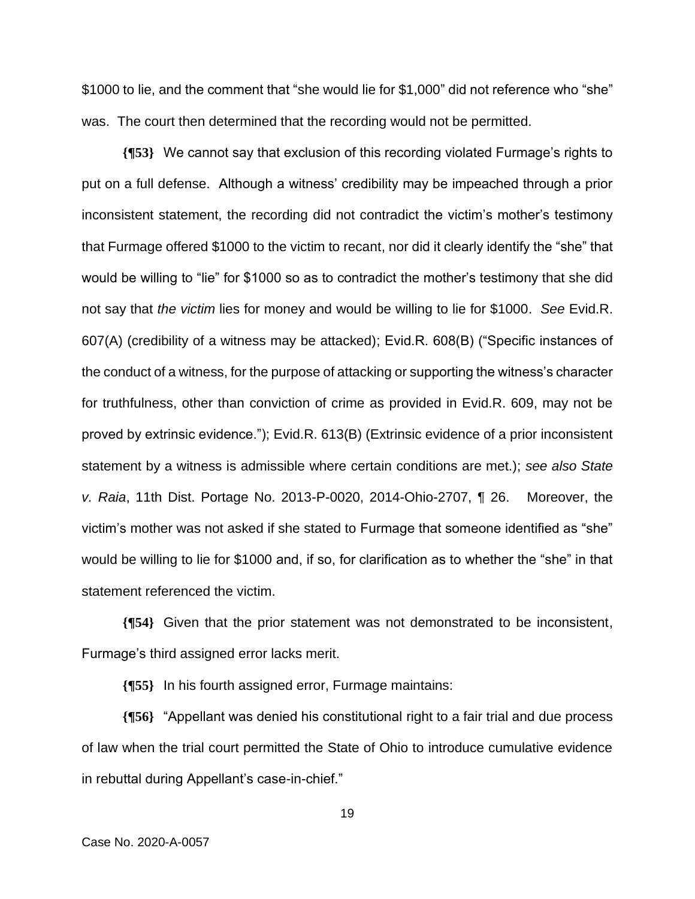$1000 to lie, and the comment that "she would lie for $1,000" did not reference who "she" was. The court then determined that the recording would not be permitted.

**{¶53}** We cannot say that exclusion of this recording violated Furmage's rights to put on a full defense. Although a witness' credibility may be impeached through a prior inconsistent statement, the recording did not contradict the victim's mother's testimony that Furmage offered $1000 to the victim to recant, nor did it clearly identify the "she" that would be willing to "lie" for $1000 so as to contradict the mother's testimony that she did not say that *the victim* lies for money and would be willing to lie for $1000. *See* Evid.R. 607(A) (credibility of a witness may be attacked); Evid.R. 608(B) ("Specific instances of the conduct of a witness, for the purpose of attacking or supporting the witness's character for truthfulness, other than conviction of crime as provided in Evid.R. 609, may not be proved by extrinsic evidence."); Evid.R. 613(B) (Extrinsic evidence of a prior inconsistent statement by a witness is admissible where certain conditions are met.); *see also State v. Raia*, 11th Dist. Portage No. 2013-P-0020, 2014-Ohio-2707, ¶ 26. Moreover, the victim's mother was not asked if she stated to Furmage that someone identified as "she" would be willing to lie for $1000 and, if so, for clarification as to whether the "she" in that statement referenced the victim.

**{¶54}** Given that the prior statement was not demonstrated to be inconsistent, Furmage's third assigned error lacks merit.

**{¶55}** In his fourth assigned error, Furmage maintains:

**{¶56}** "Appellant was denied his constitutional right to a fair trial and due process of law when the trial court permitted the State of Ohio to introduce cumulative evidence in rebuttal during Appellant's case-in-chief."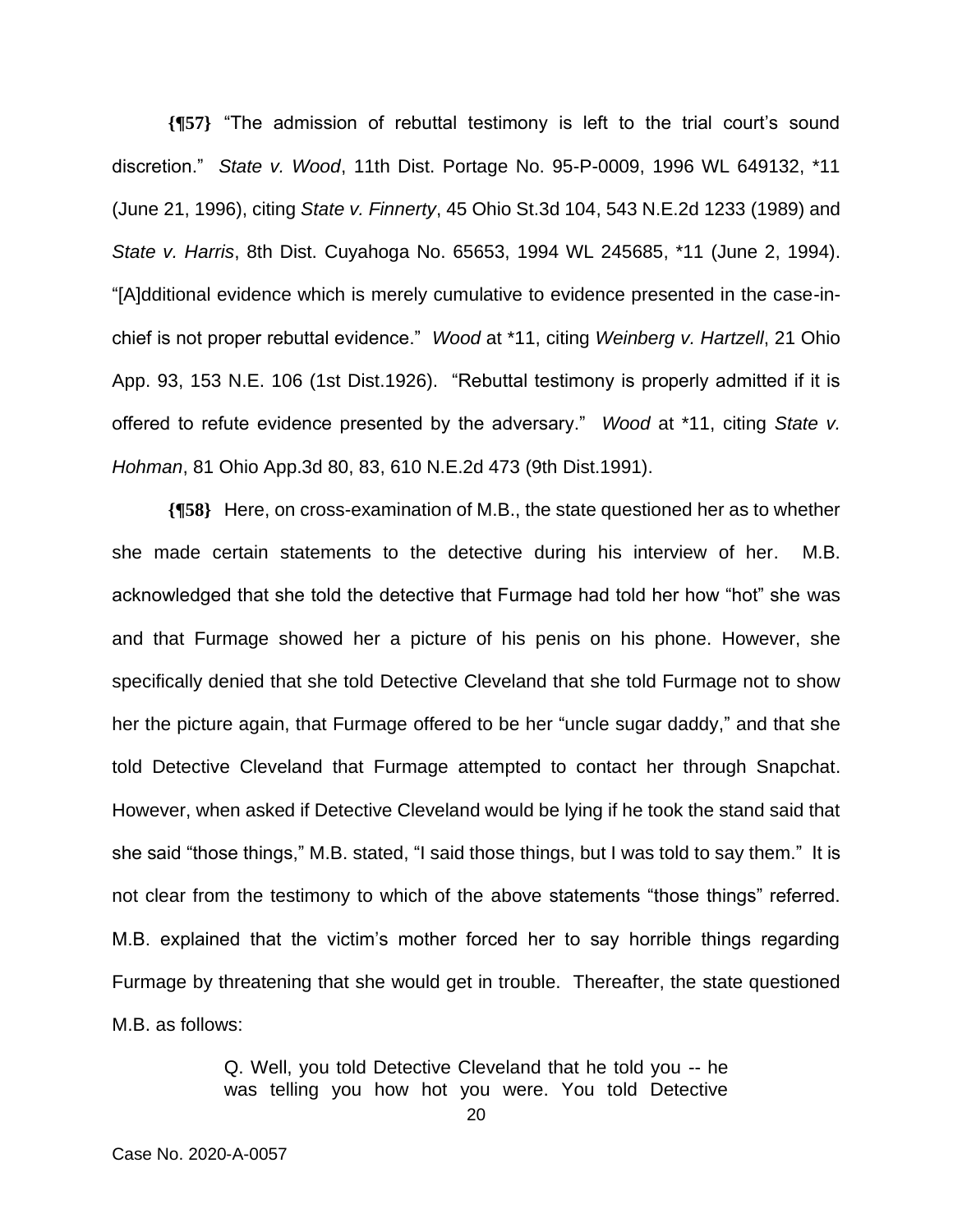**{¶57}** "The admission of rebuttal testimony is left to the trial court's sound discretion." *State v. Wood*, 11th Dist. Portage No. 95-P-0009, 1996 WL 649132, *11 (June 21, 1996), citing *State v. Finnerty*, 45 Ohio St.3d 104, 543 N.E.2d 1233 (1989) and *State v. Harris*, 8th Dist. Cuyahoga No. 65653, 1994 WL 245685, *11 (June 2, 1994). "[A]dditional evidence which is merely cumulative to evidence presented in the case-in-chief is not proper rebuttal evidence." *Wood* at *11, citing *Weinberg v. Hartzell*, 21 Ohio App. 93, 153 N.E. 106 (1st Dist.1926). "Rebuttal testimony is properly admitted if it is offered to refute evidence presented by the adversary." *Wood* at *11, citing *State v. Hohman*, 81 Ohio App.3d 80, 83, 610 N.E.2d 473 (9th Dist.1991).

**{¶58}** Here, on cross-examination of M.B., the state questioned her as to whether she made certain statements to the detective during his interview of her. M.B. acknowledged that she told the detective that Furmage had told her how "hot" she was and that Furmage showed her a picture of his penis on his phone. However, she specifically denied that she told Detective Cleveland that she told Furmage not to show her the picture again, that Furmage offered to be her "uncle sugar daddy," and that she told Detective Cleveland that Furmage attempted to contact her through Snapchat. However, when asked if Detective Cleveland would be lying if he took the stand said that she said "those things," M.B. stated, "I said those things, but I was told to say them." It is not clear from the testimony to which of the above statements "those things" referred. M.B. explained that the victim's mother forced her to say horrible things regarding Furmage by threatening that she would get in trouble. Thereafter, the state questioned M.B. as follows:

> Q. Well, you told Detective Cleveland that he told you -- he was telling you how hot you were. You told Detective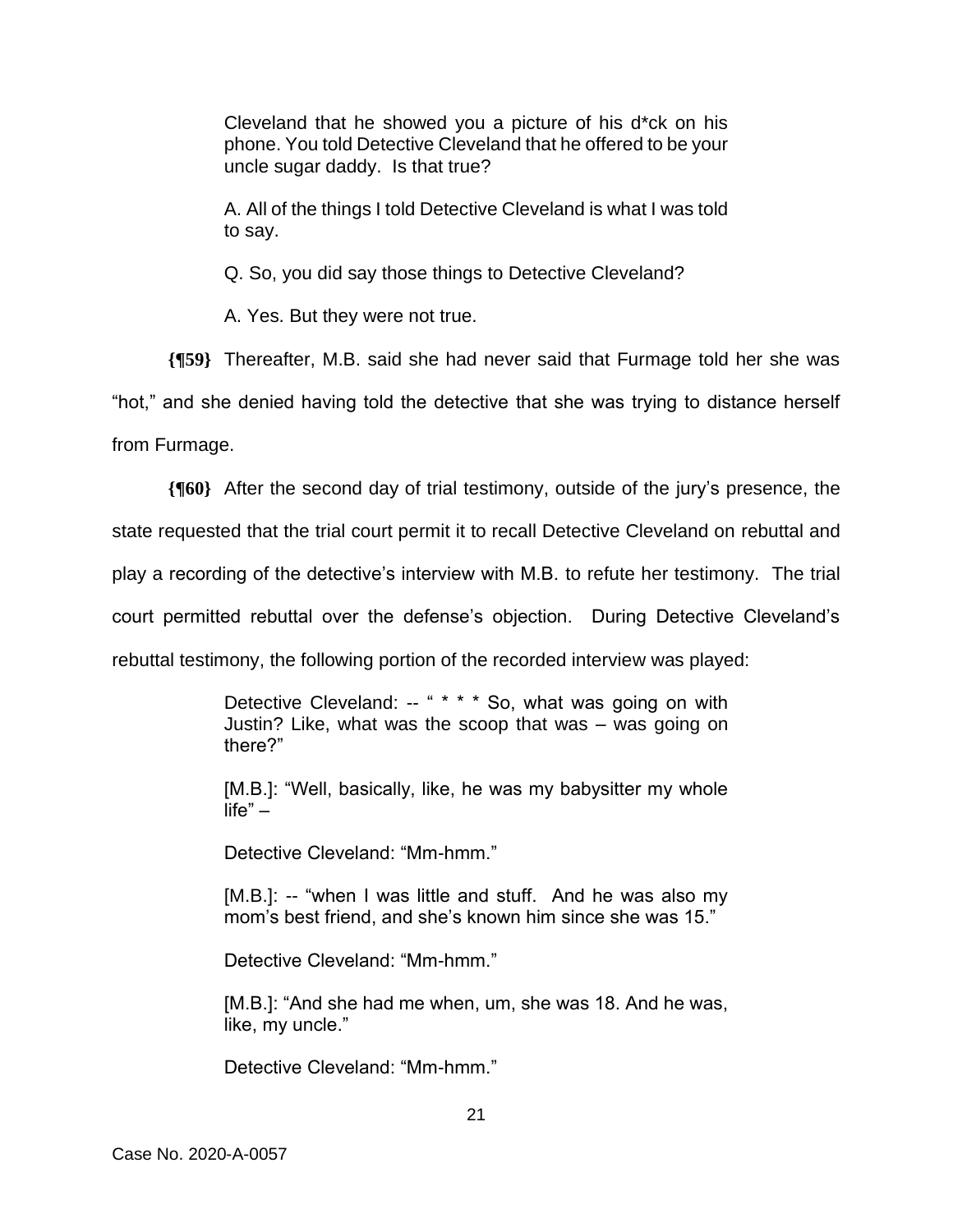> Cleveland that he showed you a picture of his d*ck on his phone. You told Detective Cleveland that he offered to be your uncle sugar daddy. Is that true?
>
> A. All of the things I told Detective Cleveland is what I was told to say.
>
> Q. So, you did say those things to Detective Cleveland?
>
> A. Yes. But they were not true.

**{¶59}** Thereafter, M.B. said she had never said that Furmage told her she was "hot," and she denied having told the detective that she was trying to distance herself from Furmage.

**{¶60}** After the second day of trial testimony, outside of the jury's presence, the state requested that the trial court permit it to recall Detective Cleveland on rebuttal and play a recording of the detective's interview with M.B. to refute her testimony. The trial court permitted rebuttal over the defense's objection. During Detective Cleveland's rebuttal testimony, the following portion of the recorded interview was played:

> Detective Cleveland: -- " * * * So, what was going on with Justin? Like, what was the scoop that was – was going on there?"
>
> [M.B.]: "Well, basically, like, he was my babysitter my whole life" –
>
> Detective Cleveland: "Mm-hmm."
>
> [M.B.]: -- "when I was little and stuff. And he was also my mom's best friend, and she's known him since she was 15."
>
> Detective Cleveland: "Mm-hmm."
>
> [M.B.]: "And she had me when, um, she was 18. And he was, like, my uncle."
>
> Detective Cleveland: "Mm-hmm."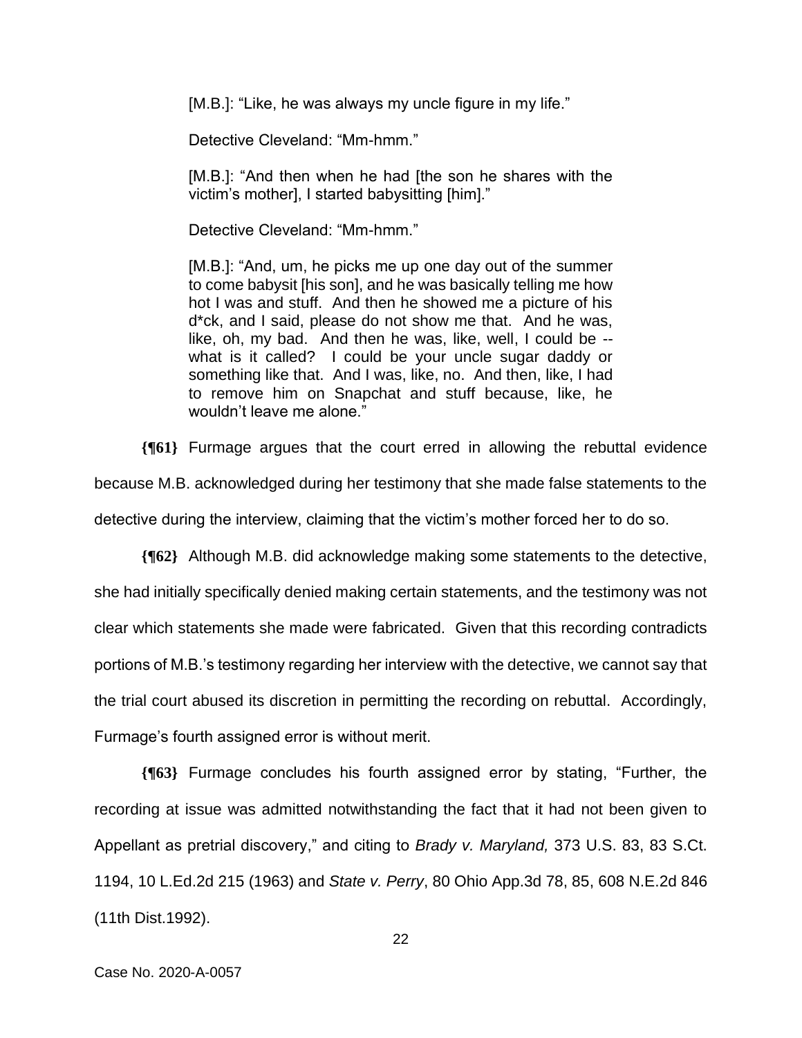> [M.B.]: "Like, he was always my uncle figure in my life."
>
> Detective Cleveland: "Mm-hmm."
>
> [M.B.]: "And then when he had [the son he shares with the victim's mother], I started babysitting [him]."
>
> Detective Cleveland: "Mm-hmm."
>
> [M.B.]: "And, um, he picks me up one day out of the summer to come babysit [his son], and he was basically telling me how hot I was and stuff. And then he showed me a picture of his d*ck, and I said, please do not show me that. And he was, like, oh, my bad. And then he was, like, well, I could be -- what is it called? I could be your uncle sugar daddy or something like that. And I was, like, no. And then, like, I had to remove him on Snapchat and stuff because, like, he wouldn't leave me alone."

**{¶61}** Furmage argues that the court erred in allowing the rebuttal evidence because M.B. acknowledged during her testimony that she made false statements to the detective during the interview, claiming that the victim's mother forced her to do so.

**{¶62}** Although M.B. did acknowledge making some statements to the detective, she had initially specifically denied making certain statements, and the testimony was not clear which statements she made were fabricated. Given that this recording contradicts portions of M.B.'s testimony regarding her interview with the detective, we cannot say that the trial court abused its discretion in permitting the recording on rebuttal. Accordingly, Furmage's fourth assigned error is without merit.

**{¶63}** Furmage concludes his fourth assigned error by stating, "Further, the recording at issue was admitted notwithstanding the fact that it had not been given to Appellant as pretrial discovery," and citing to *Brady v. Maryland,* 373 U.S. 83, 83 S.Ct. 1194, 10 L.Ed.2d 215 (1963) and *State v. Perry*, 80 Ohio App.3d 78, 85, 608 N.E.2d 846 (11th Dist.1992).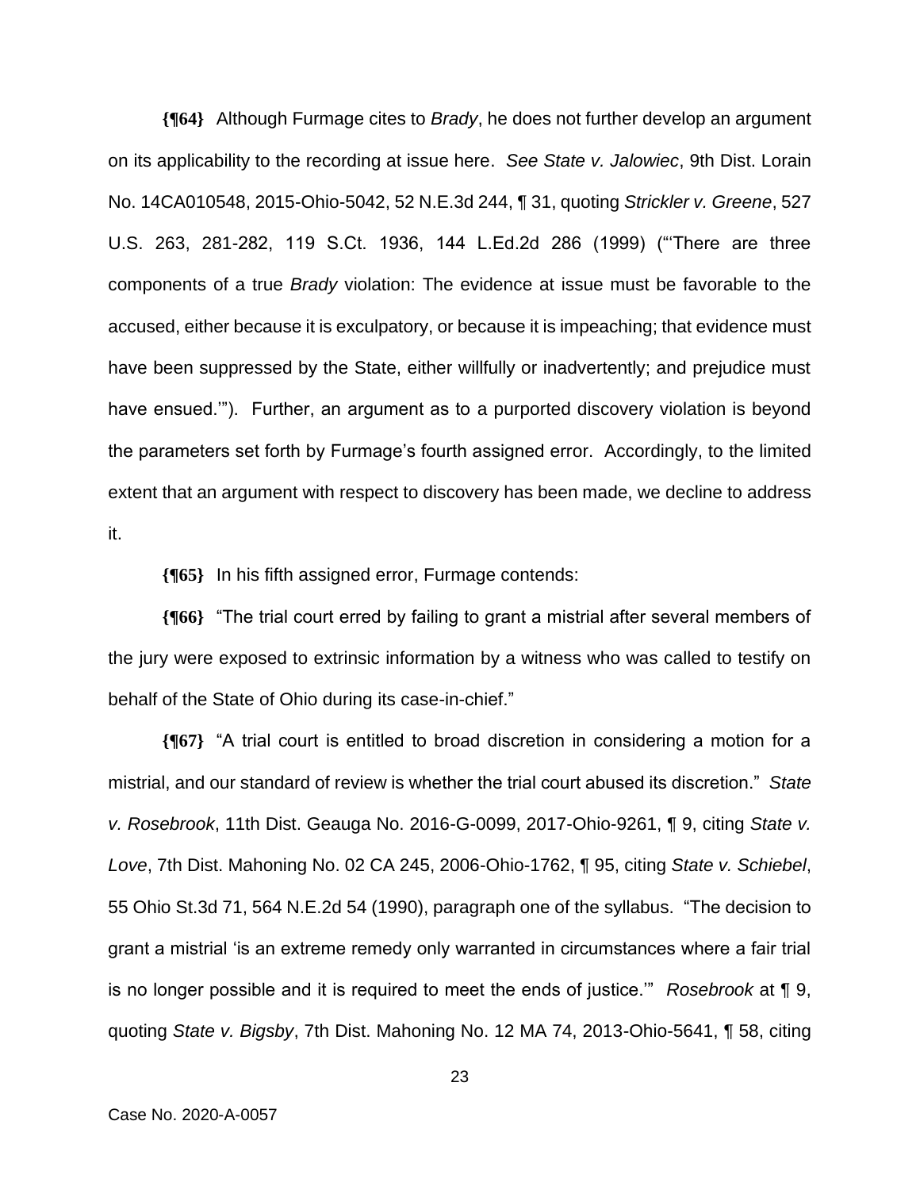**{¶64}** Although Furmage cites to *Brady*, he does not further develop an argument on its applicability to the recording at issue here. *See State v. Jalowiec*, 9th Dist. Lorain No. 14CA010548, 2015-Ohio-5042, 52 N.E.3d 244, ¶ 31, quoting *Strickler v. Greene*, 527 U.S. 263, 281-282, 119 S.Ct. 1936, 144 L.Ed.2d 286 (1999) ("'There are three components of a true *Brady* violation: The evidence at issue must be favorable to the accused, either because it is exculpatory, or because it is impeaching; that evidence must have been suppressed by the State, either willfully or inadvertently; and prejudice must have ensued.'"). Further, an argument as to a purported discovery violation is beyond the parameters set forth by Furmage's fourth assigned error. Accordingly, to the limited extent that an argument with respect to discovery has been made, we decline to address it.

**{¶65}** In his fifth assigned error, Furmage contends:

**{¶66}** "The trial court erred by failing to grant a mistrial after several members of the jury were exposed to extrinsic information by a witness who was called to testify on behalf of the State of Ohio during its case-in-chief."

**{¶67}** "A trial court is entitled to broad discretion in considering a motion for a mistrial, and our standard of review is whether the trial court abused its discretion." *State v. Rosebrook*, 11th Dist. Geauga No. 2016-G-0099, 2017-Ohio-9261, ¶ 9, citing *State v. Love*, 7th Dist. Mahoning No. 02 CA 245, 2006-Ohio-1762, ¶ 95, citing *State v. Schiebel*, 55 Ohio St.3d 71, 564 N.E.2d 54 (1990), paragraph one of the syllabus. "The decision to grant a mistrial 'is an extreme remedy only warranted in circumstances where a fair trial is no longer possible and it is required to meet the ends of justice.'" *Rosebrook* at ¶ 9, quoting *State v. Bigsby*, 7th Dist. Mahoning No. 12 MA 74, 2013-Ohio-5641, ¶ 58, citing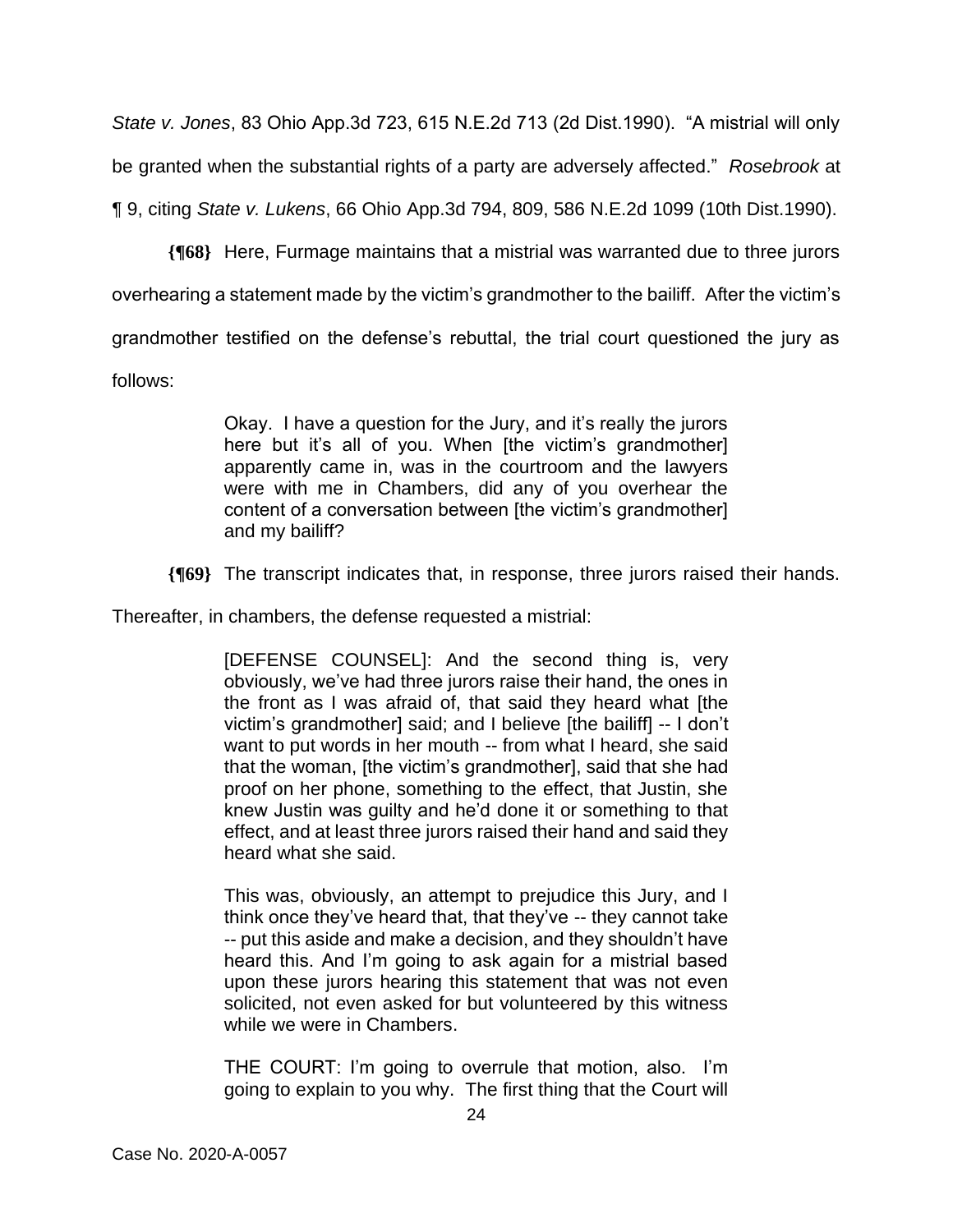*State v. Jones*, 83 Ohio App.3d 723, 615 N.E.2d 713 (2d Dist.1990). "A mistrial will only be granted when the substantial rights of a party are adversely affected." *Rosebrook* at ¶ 9, citing *State v. Lukens*, 66 Ohio App.3d 794, 809, 586 N.E.2d 1099 (10th Dist.1990).

**{¶68}** Here, Furmage maintains that a mistrial was warranted due to three jurors overhearing a statement made by the victim's grandmother to the bailiff. After the victim's grandmother testified on the defense's rebuttal, the trial court questioned the jury as follows:

> Okay. I have a question for the Jury, and it's really the jurors here but it's all of you. When [the victim's grandmother] apparently came in, was in the courtroom and the lawyers were with me in Chambers, did any of you overhear the content of a conversation between [the victim's grandmother] and my bailiff?

**{¶69}** The transcript indicates that, in response, three jurors raised their hands. Thereafter, in chambers, the defense requested a mistrial:

> [DEFENSE COUNSEL]: And the second thing is, very obviously, we've had three jurors raise their hand, the ones in the front as I was afraid of, that said they heard what [the victim's grandmother] said; and I believe [the bailiff] -- I don't want to put words in her mouth -- from what I heard, she said that the woman, [the victim's grandmother], said that she had proof on her phone, something to the effect, that Justin, she knew Justin was guilty and he'd done it or something to that effect, and at least three jurors raised their hand and said they heard what she said.
>
> This was, obviously, an attempt to prejudice this Jury, and I think once they've heard that, that they've -- they cannot take -- put this aside and make a decision, and they shouldn't have heard this. And I'm going to ask again for a mistrial based upon these jurors hearing this statement that was not even solicited, not even asked for but volunteered by this witness while we were in Chambers.
>
> THE COURT: I'm going to overrule that motion, also. I'm going to explain to you why. The first thing that the Court will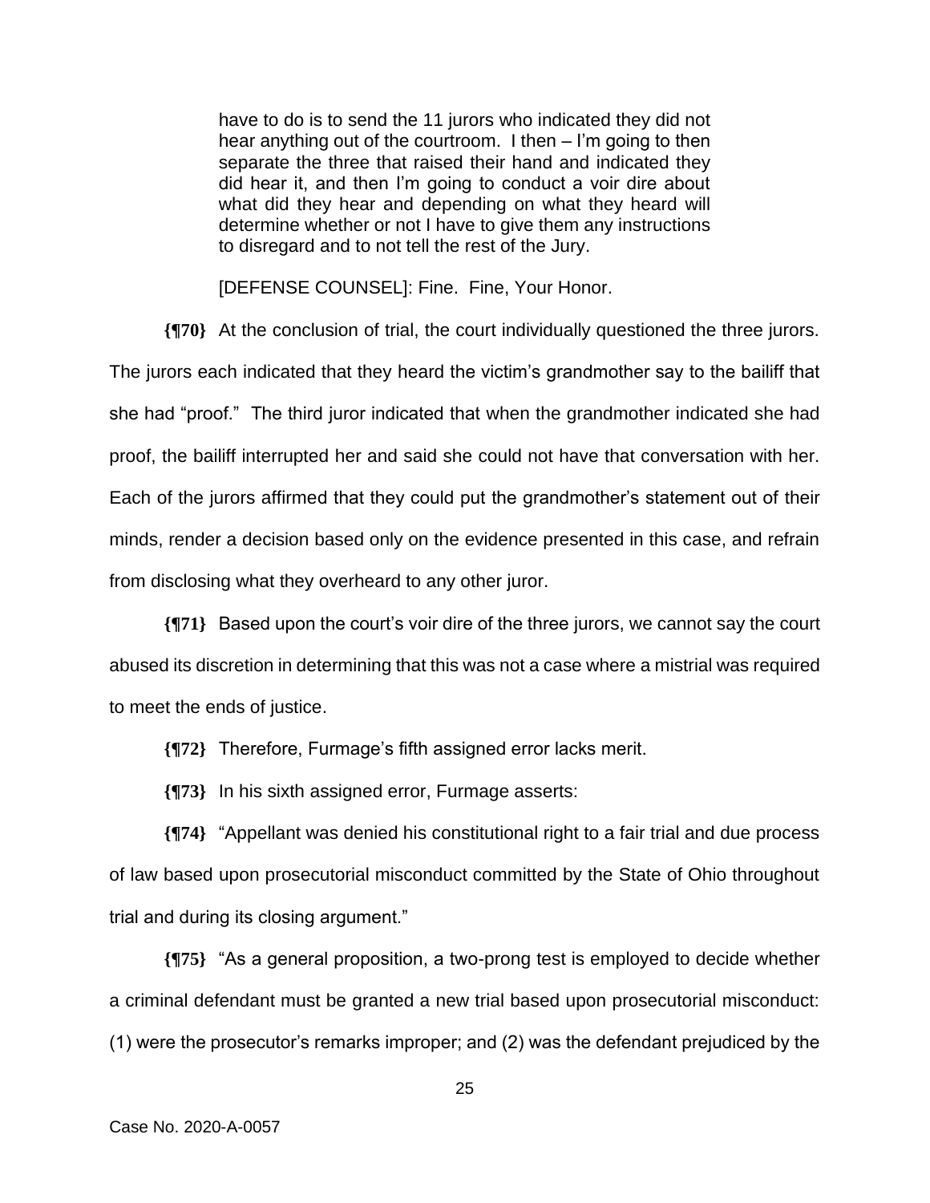> have to do is to send the 11 jurors who indicated they did not hear anything out of the courtroom. I then – I'm going to then separate the three that raised their hand and indicated they did hear it, and then I'm going to conduct a voir dire about what did they hear and depending on what they heard will determine whether or not I have to give them any instructions to disregard and to not tell the rest of the Jury.
>
> [DEFENSE COUNSEL]: Fine. Fine, Your Honor.

**{¶70}** At the conclusion of trial, the court individually questioned the three jurors. The jurors each indicated that they heard the victim's grandmother say to the bailiff that she had "proof." The third juror indicated that when the grandmother indicated she had proof, the bailiff interrupted her and said she could not have that conversation with her. Each of the jurors affirmed that they could put the grandmother's statement out of their minds, render a decision based only on the evidence presented in this case, and refrain from disclosing what they overheard to any other juror.

**{¶71}** Based upon the court's voir dire of the three jurors, we cannot say the court abused its discretion in determining that this was not a case where a mistrial was required to meet the ends of justice.

**{¶72}** Therefore, Furmage's fifth assigned error lacks merit.

**{¶73}** In his sixth assigned error, Furmage asserts:

**{¶74}** "Appellant was denied his constitutional right to a fair trial and due process of law based upon prosecutorial misconduct committed by the State of Ohio throughout trial and during its closing argument."

**{¶75}** "As a general proposition, a two-prong test is employed to decide whether a criminal defendant must be granted a new trial based upon prosecutorial misconduct: (1) were the prosecutor's remarks improper; and (2) was the defendant prejudiced by the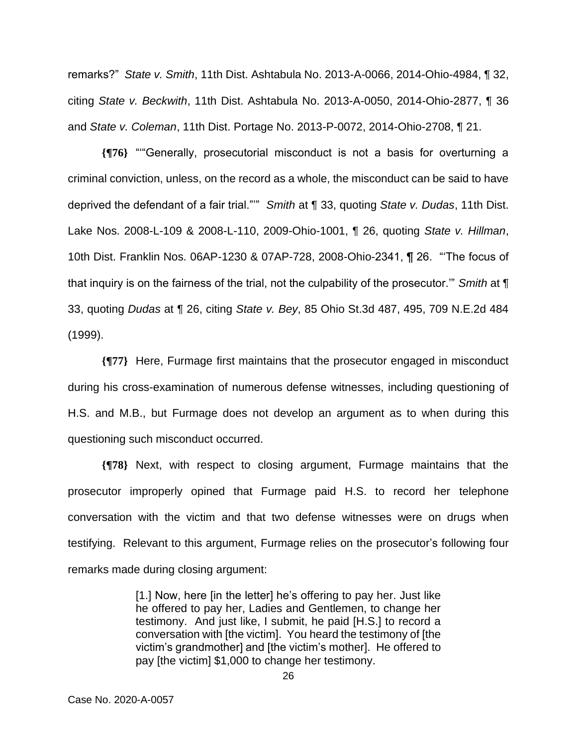remarks?" *State v. Smith*, 11th Dist. Ashtabula No. 2013-A-0066, 2014-Ohio-4984, ¶ 32, citing *State v. Beckwith*, 11th Dist. Ashtabula No. 2013-A-0050, 2014-Ohio-2877, ¶ 36 and *State v. Coleman*, 11th Dist. Portage No. 2013-P-0072, 2014-Ohio-2708, ¶ 21.

**{¶76}** "'"Generally, prosecutorial misconduct is not a basis for overturning a criminal conviction, unless, on the record as a whole, the misconduct can be said to have deprived the defendant of a fair trial."'" *Smith* at ¶ 33, quoting *State v. Dudas*, 11th Dist. Lake Nos. 2008-L-109 & 2008-L-110, 2009-Ohio-1001, ¶ 26, quoting *State v. Hillman*, 10th Dist. Franklin Nos. 06AP-1230 & 07AP-728, 2008-Ohio-2341, ¶ 26. "'The focus of that inquiry is on the fairness of the trial, not the culpability of the prosecutor.'" *Smith* at ¶ 33, quoting *Dudas* at ¶ 26, citing *State v. Bey*, 85 Ohio St.3d 487, 495, 709 N.E.2d 484 (1999).

**{¶77}** Here, Furmage first maintains that the prosecutor engaged in misconduct during his cross-examination of numerous defense witnesses, including questioning of H.S. and M.B., but Furmage does not develop an argument as to when during this questioning such misconduct occurred.

**{¶78}** Next, with respect to closing argument, Furmage maintains that the prosecutor improperly opined that Furmage paid H.S. to record her telephone conversation with the victim and that two defense witnesses were on drugs when testifying. Relevant to this argument, Furmage relies on the prosecutor's following four remarks made during closing argument:

> [1.] Now, here [in the letter] he's offering to pay her. Just like he offered to pay her, Ladies and Gentlemen, to change her testimony. And just like, I submit, he paid [H.S.] to record a conversation with [the victim]. You heard the testimony of [the victim's grandmother] and [the victim's mother]. He offered to pay [the victim] $1,000 to change her testimony.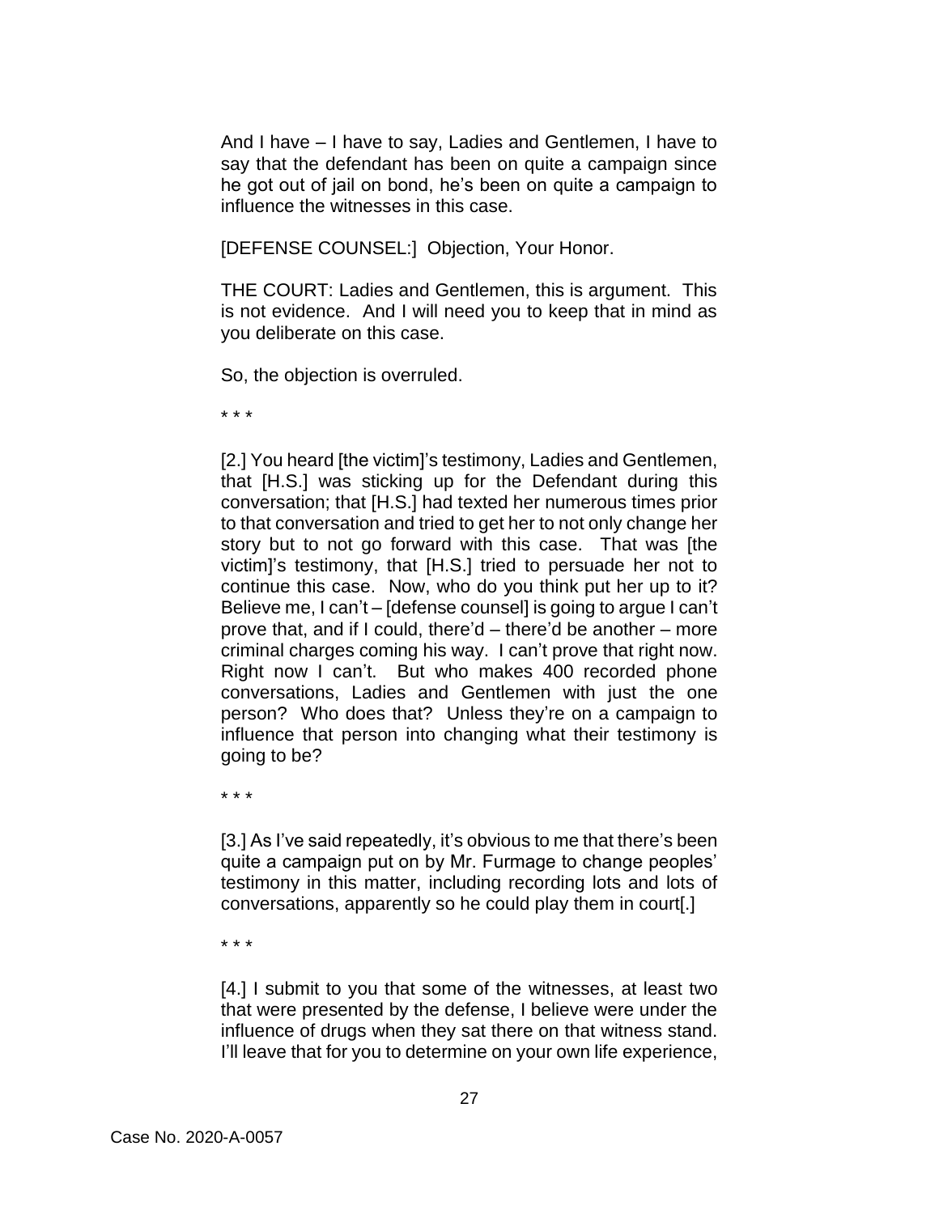And I have – I have to say, Ladies and Gentlemen, I have to say that the defendant has been on quite a campaign since he got out of jail on bond, he's been on quite a campaign to influence the witnesses in this case.

[DEFENSE COUNSEL:] Objection, Your Honor.

THE COURT: Ladies and Gentlemen, this is argument. This is not evidence. And I will need you to keep that in mind as you deliberate on this case.

So, the objection is overruled.

* * *

[2.] You heard [the victim]'s testimony, Ladies and Gentlemen, that [H.S.] was sticking up for the Defendant during this conversation; that [H.S.] had texted her numerous times prior to that conversation and tried to get her to not only change her story but to not go forward with this case. That was [the victim]'s testimony, that [H.S.] tried to persuade her not to continue this case. Now, who do you think put her up to it? Believe me, I can't – [defense counsel] is going to argue I can't prove that, and if I could, there'd – there'd be another – more criminal charges coming his way. I can't prove that right now. Right now I can't. But who makes 400 recorded phone conversations, Ladies and Gentlemen with just the one person? Who does that? Unless they're on a campaign to influence that person into changing what their testimony is going to be?

* * *

[3.] As I've said repeatedly, it's obvious to me that there's been quite a campaign put on by Mr. Furmage to change peoples' testimony in this matter, including recording lots and lots of conversations, apparently so he could play them in court[.]

* * *

[4.] I submit to you that some of the witnesses, at least two that were presented by the defense, I believe were under the influence of drugs when they sat there on that witness stand. I'll leave that for you to determine on your own life experience,

Case No. 2020-A-0057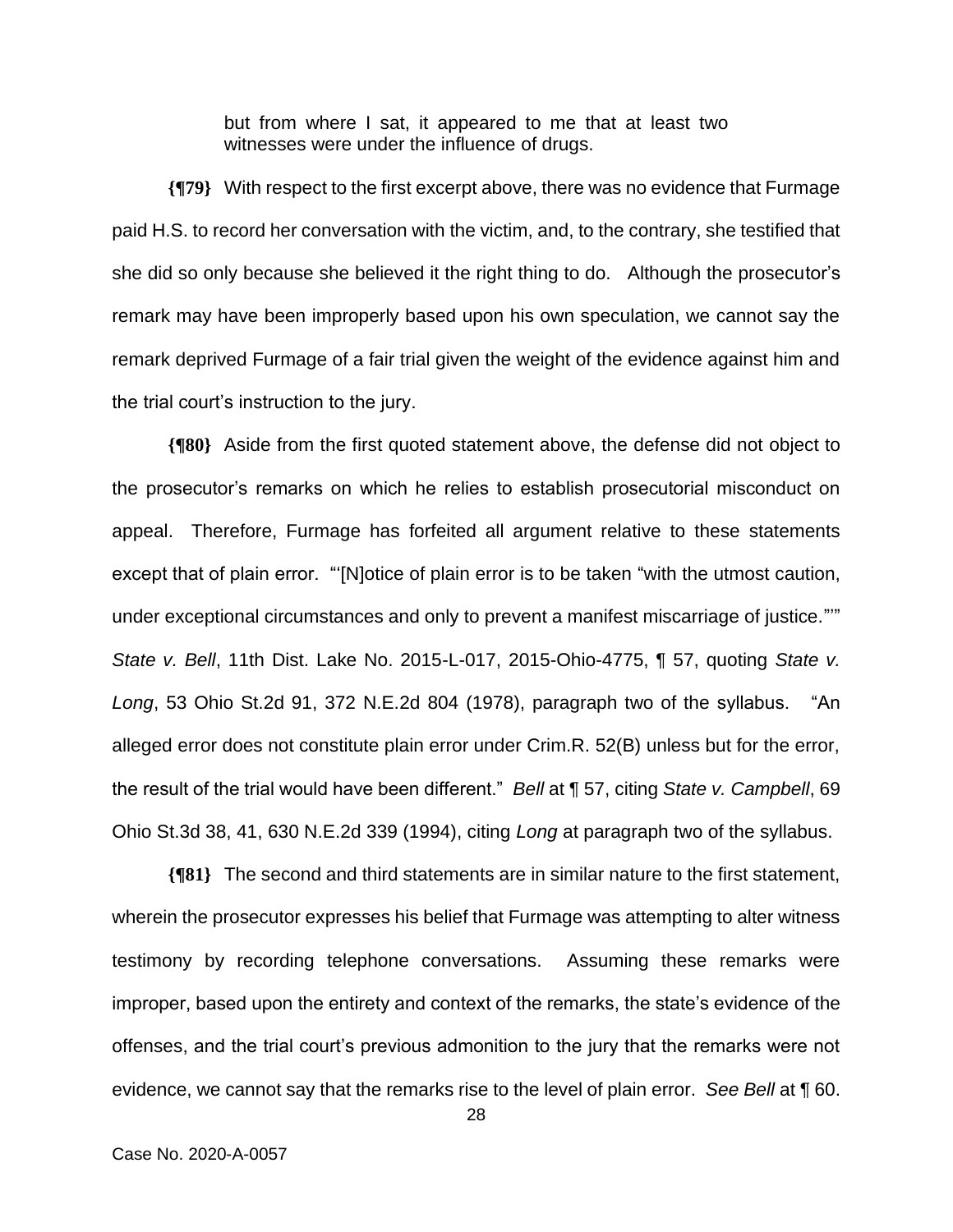> but from where I sat, it appeared to me that at least two witnesses were under the influence of drugs.

**{¶79}** With respect to the first excerpt above, there was no evidence that Furmage paid H.S. to record her conversation with the victim, and, to the contrary, she testified that she did so only because she believed it the right thing to do. Although the prosecutor's remark may have been improperly based upon his own speculation, we cannot say the remark deprived Furmage of a fair trial given the weight of the evidence against him and the trial court's instruction to the jury.

**{¶80}** Aside from the first quoted statement above, the defense did not object to the prosecutor's remarks on which he relies to establish prosecutorial misconduct on appeal. Therefore, Furmage has forfeited all argument relative to these statements except that of plain error. "'[N]otice of plain error is to be taken "with the utmost caution, under exceptional circumstances and only to prevent a manifest miscarriage of justice."'" *State v. Bell*, 11th Dist. Lake No. 2015-L-017, 2015-Ohio-4775, ¶ 57, quoting *State v. Long*, 53 Ohio St.2d 91, 372 N.E.2d 804 (1978), paragraph two of the syllabus. "An alleged error does not constitute plain error under Crim.R. 52(B) unless but for the error, the result of the trial would have been different." *Bell* at ¶ 57, citing *State v. Campbell*, 69 Ohio St.3d 38, 41, 630 N.E.2d 339 (1994), citing *Long* at paragraph two of the syllabus.

**{¶81}** The second and third statements are in similar nature to the first statement, wherein the prosecutor expresses his belief that Furmage was attempting to alter witness testimony by recording telephone conversations. Assuming these remarks were improper, based upon the entirety and context of the remarks, the state's evidence of the offenses, and the trial court's previous admonition to the jury that the remarks were not evidence, we cannot say that the remarks rise to the level of plain error. *See Bell* at ¶ 60.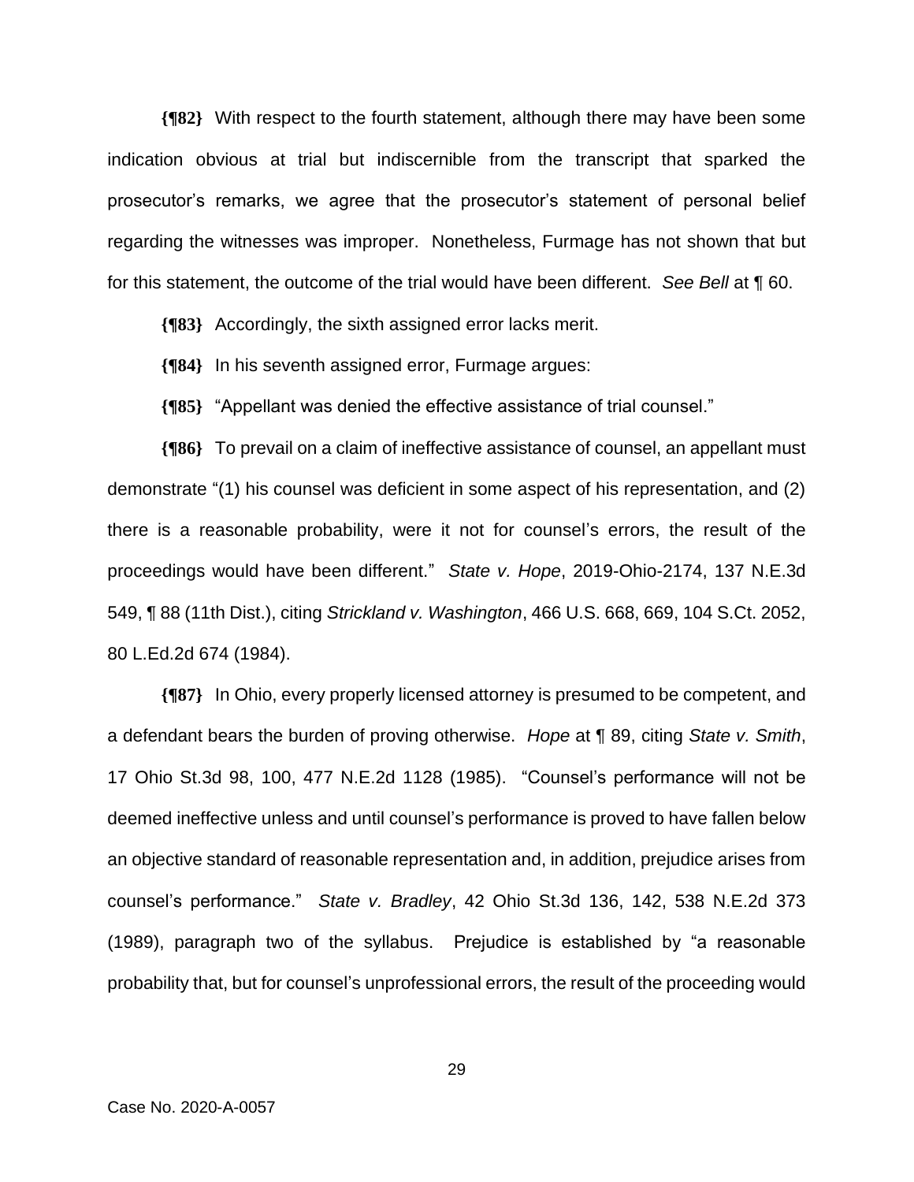**{¶82}** With respect to the fourth statement, although there may have been some indication obvious at trial but indiscernible from the transcript that sparked the prosecutor's remarks, we agree that the prosecutor's statement of personal belief regarding the witnesses was improper. Nonetheless, Furmage has not shown that but for this statement, the outcome of the trial would have been different. *See Bell* at ¶ 60.

**{¶83}** Accordingly, the sixth assigned error lacks merit.

**{¶84}** In his seventh assigned error, Furmage argues:

**{¶85}** "Appellant was denied the effective assistance of trial counsel."

**{¶86}** To prevail on a claim of ineffective assistance of counsel, an appellant must demonstrate "(1) his counsel was deficient in some aspect of his representation, and (2) there is a reasonable probability, were it not for counsel's errors, the result of the proceedings would have been different." *State v. Hope*, 2019-Ohio-2174, 137 N.E.3d 549, ¶ 88 (11th Dist.), citing *Strickland v. Washington*, 466 U.S. 668, 669, 104 S.Ct. 2052, 80 L.Ed.2d 674 (1984).

**{¶87}** In Ohio, every properly licensed attorney is presumed to be competent, and a defendant bears the burden of proving otherwise. *Hope* at ¶ 89, citing *State v. Smith*, 17 Ohio St.3d 98, 100, 477 N.E.2d 1128 (1985). "Counsel's performance will not be deemed ineffective unless and until counsel's performance is proved to have fallen below an objective standard of reasonable representation and, in addition, prejudice arises from counsel's performance." *State v. Bradley*, 42 Ohio St.3d 136, 142, 538 N.E.2d 373 (1989), paragraph two of the syllabus. Prejudice is established by "a reasonable probability that, but for counsel's unprofessional errors, the result of the proceeding would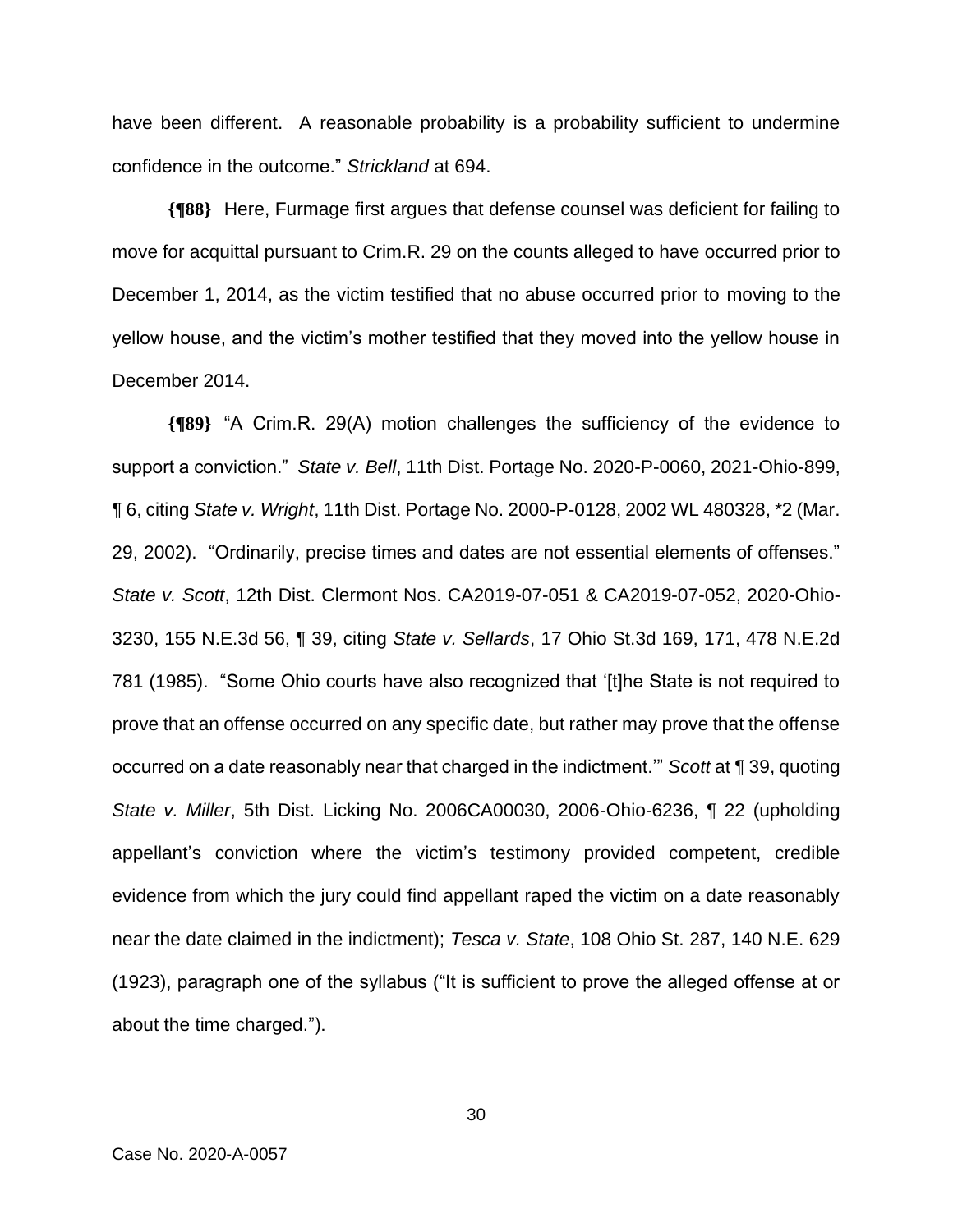have been different. A reasonable probability is a probability sufficient to undermine confidence in the outcome." *Strickland* at 694.

**{¶88}** Here, Furmage first argues that defense counsel was deficient for failing to move for acquittal pursuant to Crim.R. 29 on the counts alleged to have occurred prior to December 1, 2014, as the victim testified that no abuse occurred prior to moving to the yellow house, and the victim's mother testified that they moved into the yellow house in December 2014.

**{¶89}** "A Crim.R. 29(A) motion challenges the sufficiency of the evidence to support a conviction." *State v. Bell*, 11th Dist. Portage No. 2020-P-0060, 2021-Ohio-899, ¶ 6, citing *State v. Wright*, 11th Dist. Portage No. 2000-P-0128, 2002 WL 480328, *2 (Mar. 29, 2002). "Ordinarily, precise times and dates are not essential elements of offenses." *State v. Scott*, 12th Dist. Clermont Nos. CA2019-07-051 & CA2019-07-052, 2020-Ohio-3230, 155 N.E.3d 56, ¶ 39, citing *State v. Sellards*, 17 Ohio St.3d 169, 171, 478 N.E.2d 781 (1985). "Some Ohio courts have also recognized that '[t]he State is not required to prove that an offense occurred on any specific date, but rather may prove that the offense occurred on a date reasonably near that charged in the indictment.'" *Scott* at ¶ 39, quoting *State v. Miller*, 5th Dist. Licking No. 2006CA00030, 2006-Ohio-6236, ¶ 22 (upholding appellant's conviction where the victim's testimony provided competent, credible evidence from which the jury could find appellant raped the victim on a date reasonably near the date claimed in the indictment); *Tesca v. State*, 108 Ohio St. 287, 140 N.E. 629 (1923), paragraph one of the syllabus ("It is sufficient to prove the alleged offense at or about the time charged.").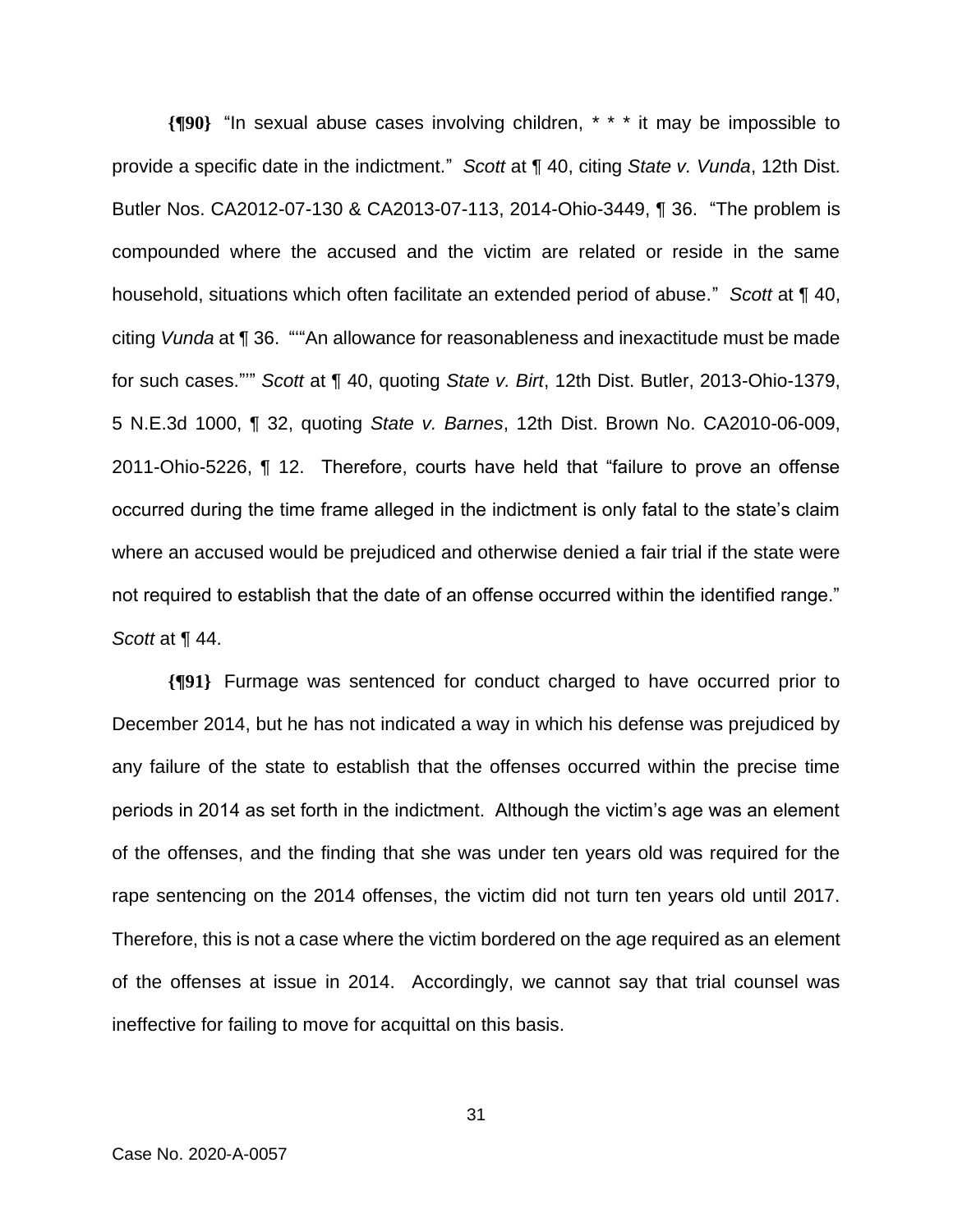**{¶90}** "In sexual abuse cases involving children, * * * it may be impossible to provide a specific date in the indictment." *Scott* at ¶ 40, citing *State v. Vunda*, 12th Dist. Butler Nos. CA2012-07-130 & CA2013-07-113, 2014-Ohio-3449, ¶ 36. "The problem is compounded where the accused and the victim are related or reside in the same household, situations which often facilitate an extended period of abuse." *Scott* at ¶ 40, citing *Vunda* at ¶ 36. ""An allowance for reasonableness and inexactitude must be made for such cases."" *Scott* at ¶ 40, quoting *State v. Birt*, 12th Dist. Butler, 2013-Ohio-1379, 5 N.E.3d 1000, ¶ 32, quoting *State v. Barnes*, 12th Dist. Brown No. CA2010-06-009, 2011-Ohio-5226, ¶ 12. Therefore, courts have held that "failure to prove an offense occurred during the time frame alleged in the indictment is only fatal to the state's claim where an accused would be prejudiced and otherwise denied a fair trial if the state were not required to establish that the date of an offense occurred within the identified range." *Scott* at ¶ 44.

**{¶91}** Furmage was sentenced for conduct charged to have occurred prior to December 2014, but he has not indicated a way in which his defense was prejudiced by any failure of the state to establish that the offenses occurred within the precise time periods in 2014 as set forth in the indictment. Although the victim's age was an element of the offenses, and the finding that she was under ten years old was required for the rape sentencing on the 2014 offenses, the victim did not turn ten years old until 2017. Therefore, this is not a case where the victim bordered on the age required as an element of the offenses at issue in 2014. Accordingly, we cannot say that trial counsel was ineffective for failing to move for acquittal on this basis.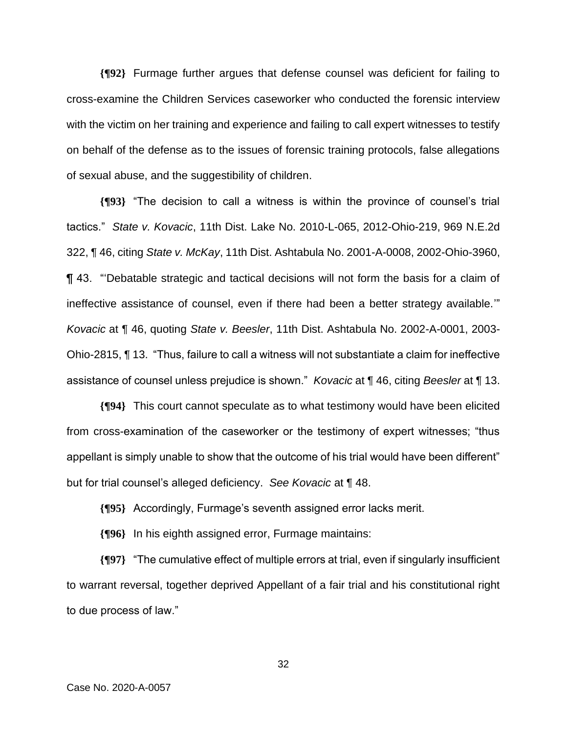**{¶92}** Furmage further argues that defense counsel was deficient for failing to cross-examine the Children Services caseworker who conducted the forensic interview with the victim on her training and experience and failing to call expert witnesses to testify on behalf of the defense as to the issues of forensic training protocols, false allegations of sexual abuse, and the suggestibility of children.

**{¶93}** "The decision to call a witness is within the province of counsel's trial tactics." *State v. Kovacic*, 11th Dist. Lake No. 2010-L-065, 2012-Ohio-219, 969 N.E.2d 322, ¶ 46, citing *State v. McKay*, 11th Dist. Ashtabula No. 2001-A-0008, 2002-Ohio-3960, ¶ 43. "'Debatable strategic and tactical decisions will not form the basis for a claim of ineffective assistance of counsel, even if there had been a better strategy available.'" *Kovacic* at ¶ 46, quoting *State v. Beesler*, 11th Dist. Ashtabula No. 2002-A-0001, 2003-Ohio-2815, ¶ 13. "Thus, failure to call a witness will not substantiate a claim for ineffective assistance of counsel unless prejudice is shown." *Kovacic* at ¶ 46, citing *Beesler* at ¶ 13.

**{¶94}** This court cannot speculate as to what testimony would have been elicited from cross-examination of the caseworker or the testimony of expert witnesses; "thus appellant is simply unable to show that the outcome of his trial would have been different" but for trial counsel's alleged deficiency. *See Kovacic* at ¶ 48.

**{¶95}** Accordingly, Furmage's seventh assigned error lacks merit.

**{¶96}** In his eighth assigned error, Furmage maintains:

**{¶97}** "The cumulative effect of multiple errors at trial, even if singularly insufficient to warrant reversal, together deprived Appellant of a fair trial and his constitutional right to due process of law."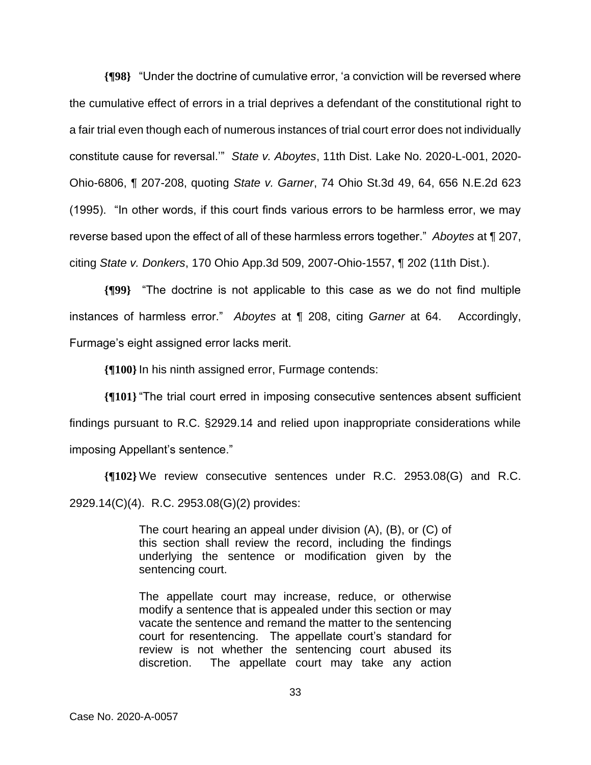**{¶98}** "Under the doctrine of cumulative error, 'a conviction will be reversed where the cumulative effect of errors in a trial deprives a defendant of the constitutional right to a fair trial even though each of numerous instances of trial court error does not individually constitute cause for reversal.'" *State v. Aboytes*, 11th Dist. Lake No. 2020-L-001, 2020-Ohio-6806, ¶ 207-208, quoting *State v. Garner*, 74 Ohio St.3d 49, 64, 656 N.E.2d 623 (1995). "In other words, if this court finds various errors to be harmless error, we may reverse based upon the effect of all of these harmless errors together." *Aboytes* at ¶ 207, citing *State v. Donkers*, 170 Ohio App.3d 509, 2007-Ohio-1557, ¶ 202 (11th Dist.).

**{¶99}** "The doctrine is not applicable to this case as we do not find multiple instances of harmless error." *Aboytes* at ¶ 208, citing *Garner* at 64. Accordingly, Furmage's eight assigned error lacks merit.

**{¶100}** In his ninth assigned error, Furmage contends:

**{¶101}** "The trial court erred in imposing consecutive sentences absent sufficient findings pursuant to R.C. §2929.14 and relied upon inappropriate considerations while imposing Appellant's sentence."

**{¶102}** We review consecutive sentences under R.C. 2953.08(G) and R.C. 2929.14(C)(4). R.C. 2953.08(G)(2) provides:

> The court hearing an appeal under division (A), (B), or (C) of this section shall review the record, including the findings underlying the sentence or modification given by the sentencing court.
>
> The appellate court may increase, reduce, or otherwise modify a sentence that is appealed under this section or may vacate the sentence and remand the matter to the sentencing court for resentencing. The appellate court's standard for review is not whether the sentencing court abused its discretion. The appellate court may take any action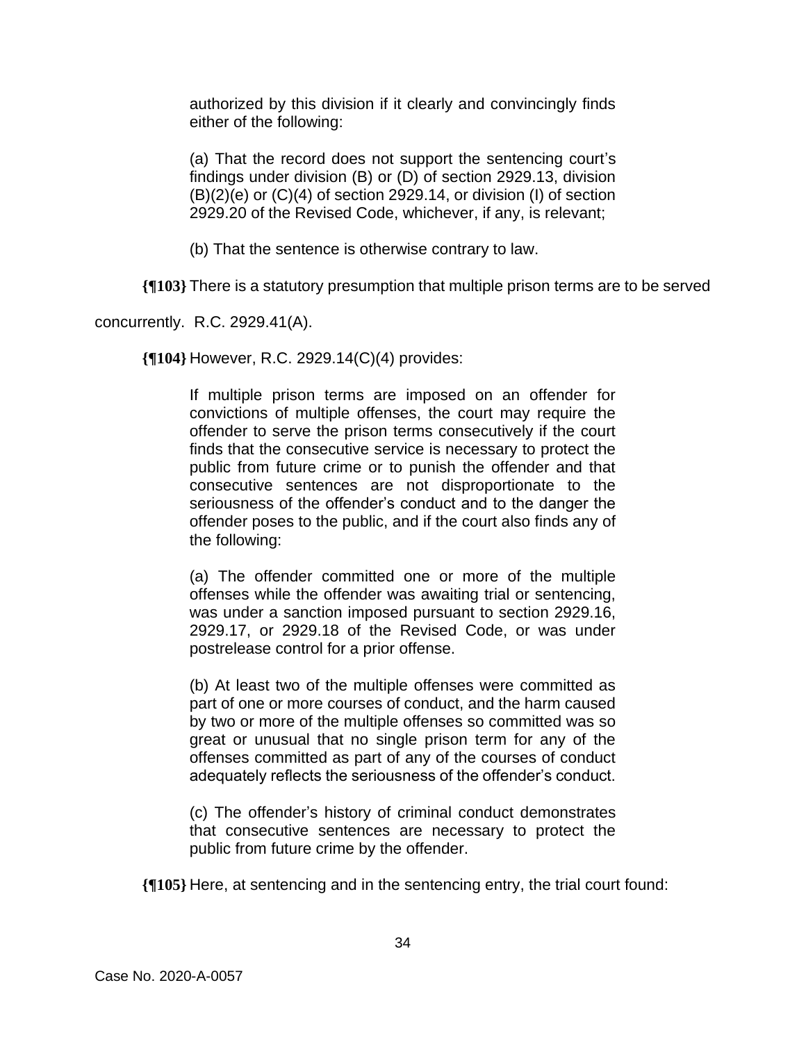> authorized by this division if it clearly and convincingly finds either of the following:
>
> (a) That the record does not support the sentencing court's findings under division (B) or (D) of section 2929.13, division (B)(2)(e) or (C)(4) of section 2929.14, or division (I) of section 2929.20 of the Revised Code, whichever, if any, is relevant;
>
> (b) That the sentence is otherwise contrary to law.

**{¶103}** There is a statutory presumption that multiple prison terms are to be served concurrently. R.C. 2929.41(A).

**{¶104}** However, R.C. 2929.14(C)(4) provides:

> If multiple prison terms are imposed on an offender for convictions of multiple offenses, the court may require the offender to serve the prison terms consecutively if the court finds that the consecutive service is necessary to protect the public from future crime or to punish the offender and that consecutive sentences are not disproportionate to the seriousness of the offender's conduct and to the danger the offender poses to the public, and if the court also finds any of the following:
>
> (a) The offender committed one or more of the multiple offenses while the offender was awaiting trial or sentencing, was under a sanction imposed pursuant to section 2929.16, 2929.17, or 2929.18 of the Revised Code, or was under postrelease control for a prior offense.
>
> (b) At least two of the multiple offenses were committed as part of one or more courses of conduct, and the harm caused by two or more of the multiple offenses so committed was so great or unusual that no single prison term for any of the offenses committed as part of any of the courses of conduct adequately reflects the seriousness of the offender's conduct.
>
> (c) The offender's history of criminal conduct demonstrates that consecutive sentences are necessary to protect the public from future crime by the offender.

**{¶105}** Here, at sentencing and in the sentencing entry, the trial court found: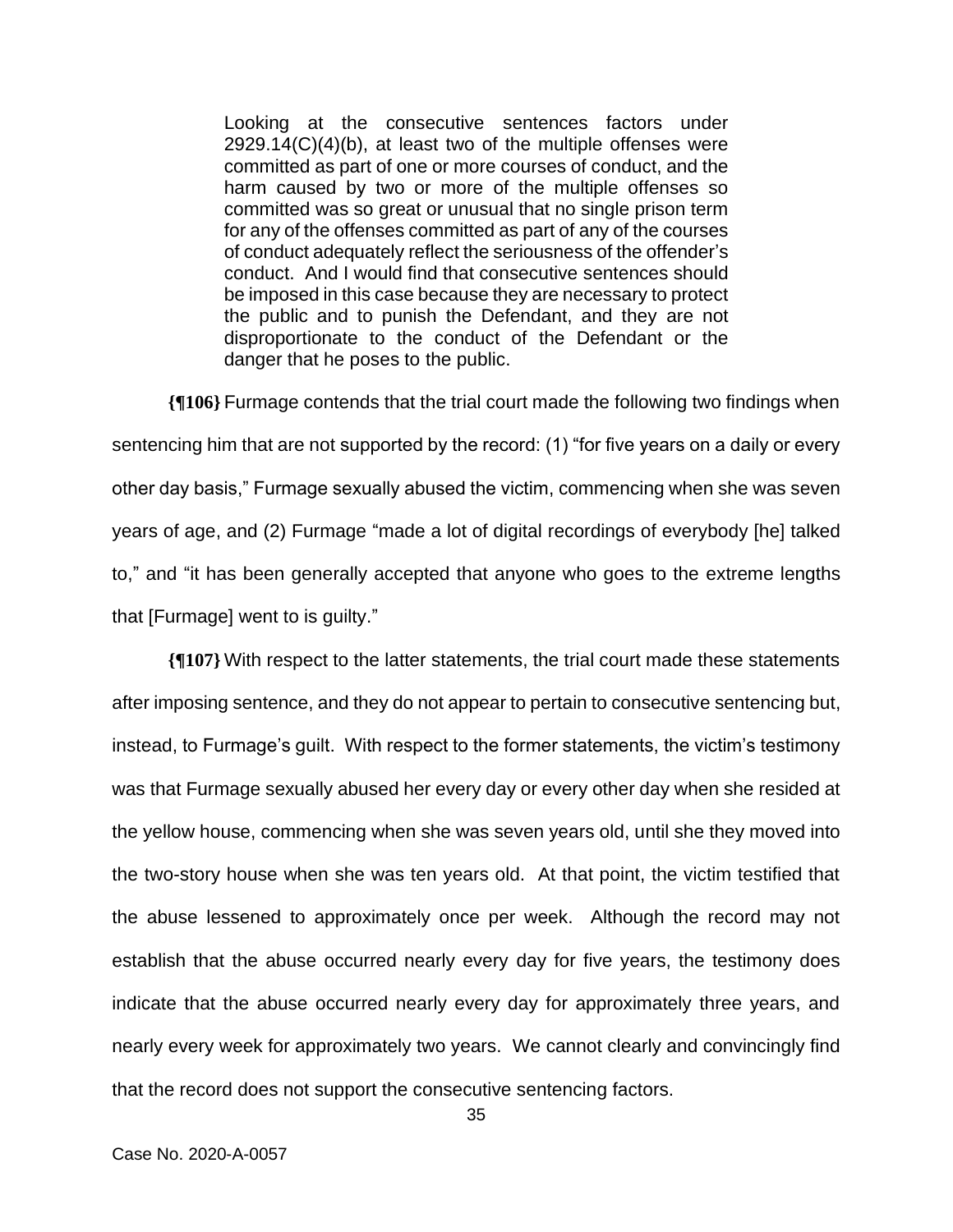> Looking at the consecutive sentences factors under 2929.14(C)(4)(b), at least two of the multiple offenses were committed as part of one or more courses of conduct, and the harm caused by two or more of the multiple offenses so committed was so great or unusual that no single prison term for any of the offenses committed as part of any of the courses of conduct adequately reflect the seriousness of the offender's conduct. And I would find that consecutive sentences should be imposed in this case because they are necessary to protect the public and to punish the Defendant, and they are not disproportionate to the conduct of the Defendant or the danger that he poses to the public.

**{¶106}** Furmage contends that the trial court made the following two findings when sentencing him that are not supported by the record: (1) "for five years on a daily or every other day basis," Furmage sexually abused the victim, commencing when she was seven years of age, and (2) Furmage "made a lot of digital recordings of everybody [he] talked to," and "it has been generally accepted that anyone who goes to the extreme lengths that [Furmage] went to is guilty."

**{¶107}** With respect to the latter statements, the trial court made these statements after imposing sentence, and they do not appear to pertain to consecutive sentencing but, instead, to Furmage's guilt. With respect to the former statements, the victim's testimony was that Furmage sexually abused her every day or every other day when she resided at the yellow house, commencing when she was seven years old, until she they moved into the two-story house when she was ten years old. At that point, the victim testified that the abuse lessened to approximately once per week. Although the record may not establish that the abuse occurred nearly every day for five years, the testimony does indicate that the abuse occurred nearly every day for approximately three years, and nearly every week for approximately two years. We cannot clearly and convincingly find that the record does not support the consecutive sentencing factors.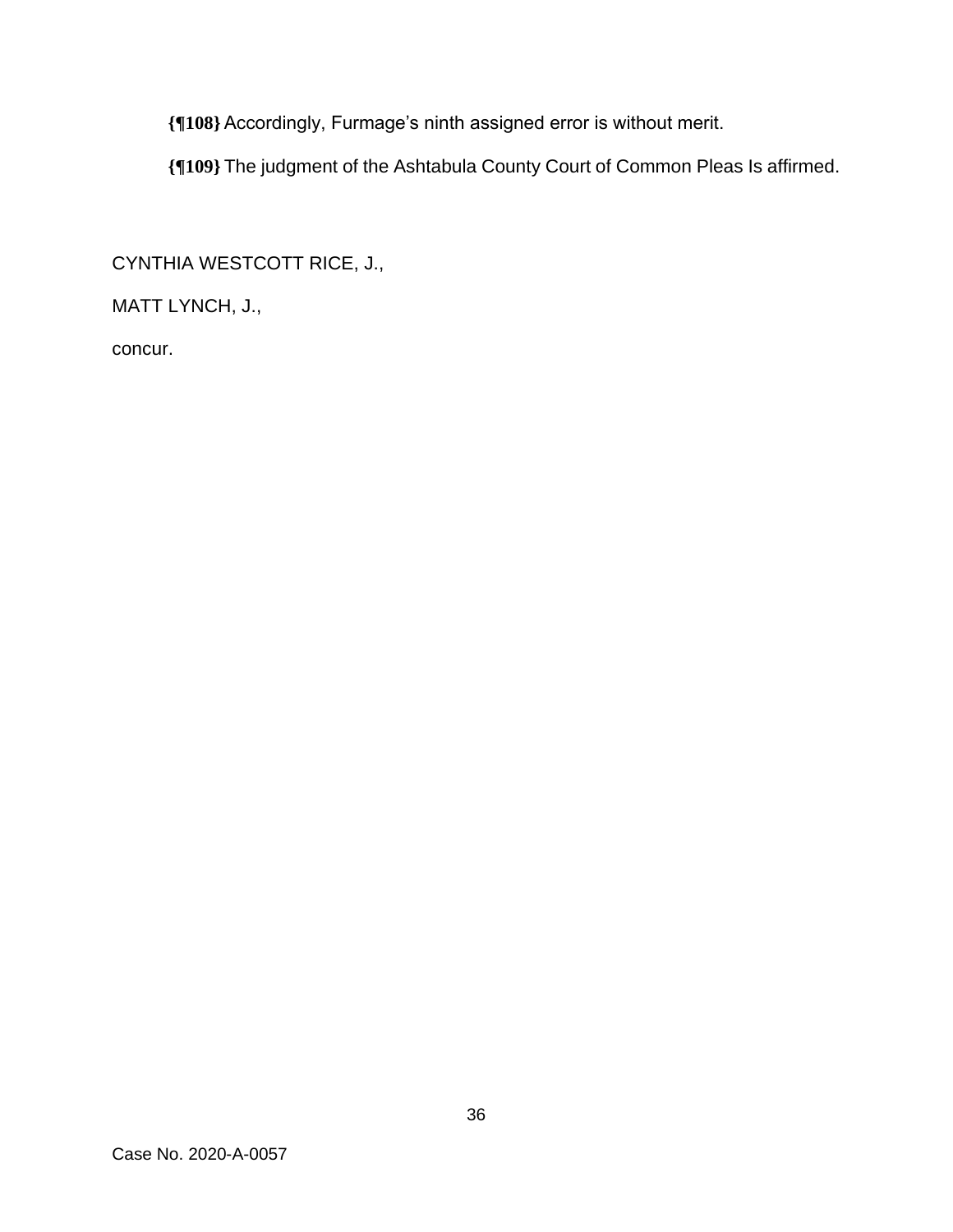**{¶108}** Accordingly, Furmage's ninth assigned error is without merit.

**{¶109}** The judgment of the Ashtabula County Court of Common Pleas Is affirmed.

CYNTHIA WESTCOTT RICE, J.,

MATT LYNCH, J.,

concur.